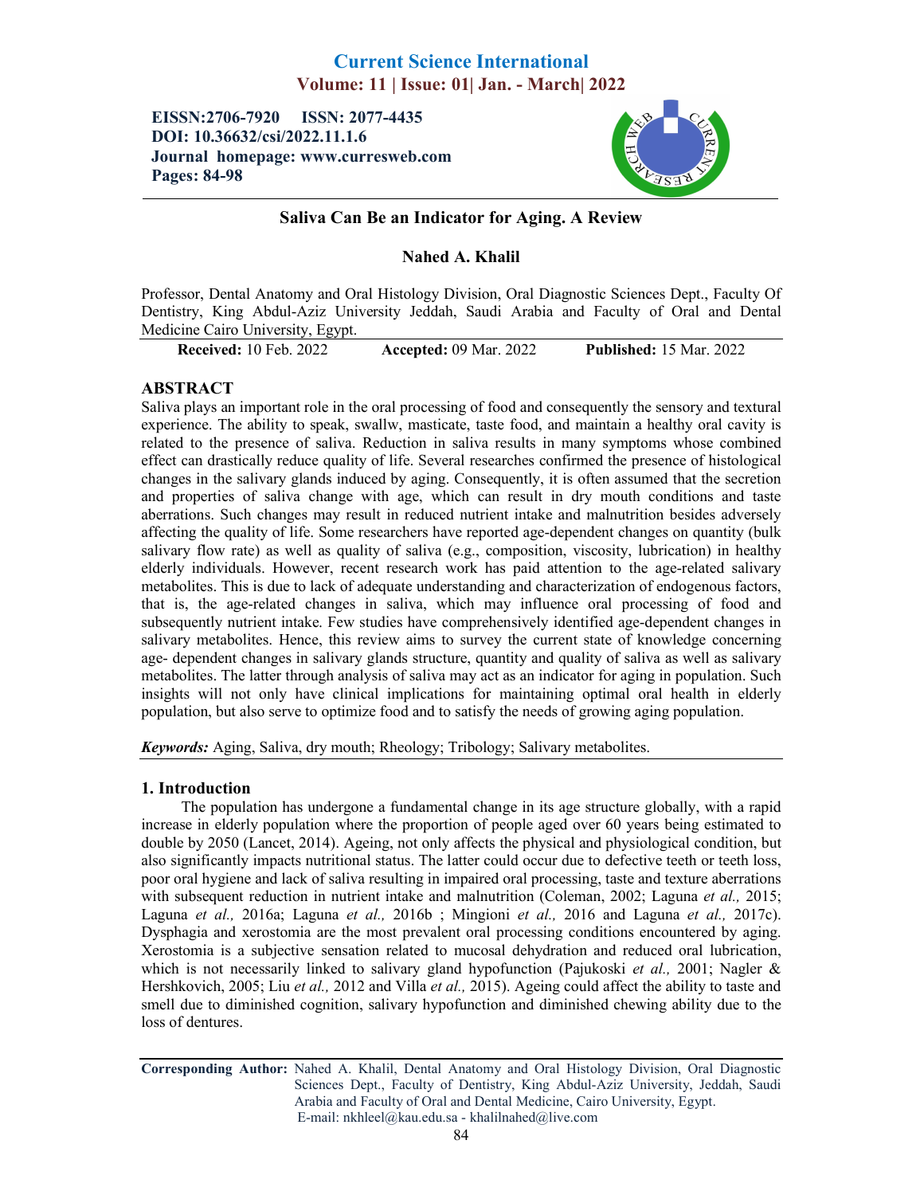# Current Science International

**Volume: 11 | Issue: 01| Jan. - March| 2022**

**EISSN:2706-7920 ISSN: 2077-4435**
**DOI: 10.36632/csi/2022.11.1.6**
**Journal homepage: www.curresweb.com**
**Pages: 84-98**

## Saliva Can Be an Indicator for Aging. A Review

**Nahed A. Khalil**

Professor, Dental Anatomy and Oral Histology Division, Oral Diagnostic Sciences Dept., Faculty Of Dentistry, King Abdul-Aziz University Jeddah, Saudi Arabia and Faculty of Oral and Dental Medicine Cairo University, Egypt.

**Received:** 10 Feb. 2022 **Accepted:** 09 Mar. 2022 **Published:** 15 Mar. 2022

## ABSTRACT

Saliva plays an important role in the oral processing of food and consequently the sensory and textural experience. The ability to speak, swallw, masticate, taste food, and maintain a healthy oral cavity is related to the presence of saliva. Reduction in saliva results in many symptoms whose combined effect can drastically reduce quality of life. Several researches confirmed the presence of histological changes in the salivary glands induced by aging. Consequently, it is often assumed that the secretion and properties of saliva change with age, which can result in dry mouth conditions and taste aberrations. Such changes may result in reduced nutrient intake and malnutrition besides adversely affecting the quality of life. Some researchers have reported age-dependent changes on quantity (bulk salivary flow rate) as well as quality of saliva (e.g., composition, viscosity, lubrication) in healthy elderly individuals. However, recent research work has paid attention to the age-related salivary metabolites. This is due to lack of adequate understanding and characterization of endogenous factors, that is, the age-related changes in saliva, which may influence oral processing of food and subsequently nutrient intake. Few studies have comprehensively identified age-dependent changes in salivary metabolites. Hence, this review aims to survey the current state of knowledge concerning age- dependent changes in salivary glands structure, quantity and quality of saliva as well as salivary metabolites. The latter through analysis of saliva may act as an indicator for aging in population. Such insights will not only have clinical implications for maintaining optimal oral health in elderly population, but also serve to optimize food and to satisfy the needs of growing aging population.

***Keywords:*** Aging, Saliva, dry mouth; Rheology; Tribology; Salivary metabolites.

## 1. Introduction

The population has undergone a fundamental change in its age structure globally, with a rapid increase in elderly population where the proportion of people aged over 60 years being estimated to double by 2050 (Lancet, 2014). Ageing, not only affects the physical and physiological condition, but also significantly impacts nutritional status. The latter could occur due to defective teeth or teeth loss, poor oral hygiene and lack of saliva resulting in impaired oral processing, taste and texture aberrations with subsequent reduction in nutrient intake and malnutrition (Coleman, 2002; Laguna *et al.,* 2015; Laguna *et al.,* 2016a; Laguna *et al.,* 2016b ; Mingioni *et al.,* 2016 and Laguna *et al.,* 2017c). Dysphagia and xerostomia are the most prevalent oral processing conditions encountered by aging. Xerostomia is a subjective sensation related to mucosal dehydration and reduced oral lubrication, which is not necessarily linked to salivary gland hypofunction (Pajukoski *et al.,* 2001; Nagler & Hershkovich, 2005; Liu *et al.,* 2012 and Villa *et al.,* 2015). Ageing could affect the ability to taste and smell due to diminished cognition, salivary hypofunction and diminished chewing ability due to the loss of dentures.

---

**Corresponding Author:** Nahed A. Khalil, Dental Anatomy and Oral Histology Division, Oral Diagnostic Sciences Dept., Faculty of Dentistry, King Abdul-Aziz University, Jeddah, Saudi Arabia and Faculty of Oral and Dental Medicine, Cairo University, Egypt.
E-mail: nkhleel@kau.edu.sa - khalilnahed@live.com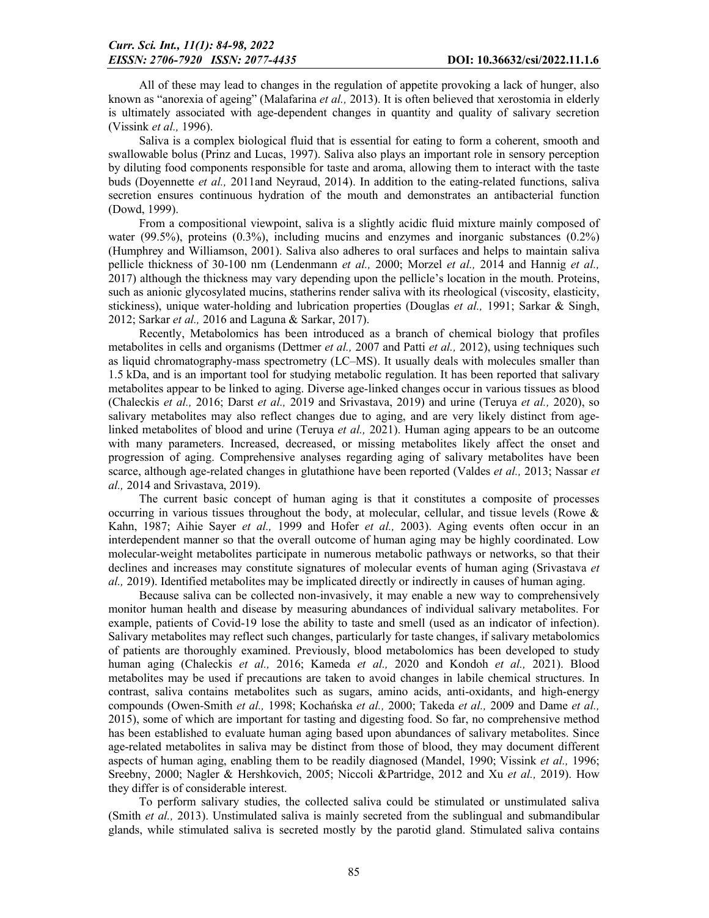All of these may lead to changes in the regulation of appetite provoking a lack of hunger, also known as "anorexia of ageing" (Malafarina *et al.,* 2013). It is often believed that xerostomia in elderly is ultimately associated with age-dependent changes in quantity and quality of salivary secretion (Vissink *et al.,* 1996).

Saliva is a complex biological fluid that is essential for eating to form a coherent, smooth and swallowable bolus (Prinz and Lucas, 1997). Saliva also plays an important role in sensory perception by diluting food components responsible for taste and aroma, allowing them to interact with the taste buds (Doyennette *et al.,* 2011and Neyraud, 2014). In addition to the eating-related functions, saliva secretion ensures continuous hydration of the mouth and demonstrates an antibacterial function (Dowd, 1999).

From a compositional viewpoint, saliva is a slightly acidic fluid mixture mainly composed of water (99.5%), proteins (0.3%), including mucins and enzymes and inorganic substances (0.2%) (Humphrey and Williamson, 2001). Saliva also adheres to oral surfaces and helps to maintain saliva pellicle thickness of 30-100 nm (Lendenmann *et al.,* 2000; Morzel *et al.,* 2014 and Hannig *et al.,* 2017) although the thickness may vary depending upon the pellicle's location in the mouth. Proteins, such as anionic glycosylated mucins, statherins render saliva with its rheological (viscosity, elasticity, stickiness), unique water-holding and lubrication properties (Douglas *et al.,* 1991; Sarkar & Singh, 2012; Sarkar *et al.,* 2016 and Laguna & Sarkar, 2017).

Recently, Metabolomics has been introduced as a branch of chemical biology that profiles metabolites in cells and organisms (Dettmer *et al.,* 2007 and Patti *et al.,* 2012), using techniques such as liquid chromatography-mass spectrometry (LC–MS). It usually deals with molecules smaller than 1.5 kDa, and is an important tool for studying metabolic regulation. It has been reported that salivary metabolites appear to be linked to aging. Diverse age-linked changes occur in various tissues as blood (Chaleckis *et al.,* 2016; Darst *et al.,* 2019 and Srivastava, 2019) and urine (Teruya *et al.,* 2020), so salivary metabolites may also reflect changes due to aging, and are very likely distinct from age-linked metabolites of blood and urine (Teruya *et al.,* 2021). Human aging appears to be an outcome with many parameters. Increased, decreased, or missing metabolites likely affect the onset and progression of aging. Comprehensive analyses regarding aging of salivary metabolites have been scarce, although age-related changes in glutathione have been reported (Valdes *et al.,* 2013; Nassar *et al.,* 2014 and Srivastava, 2019).

The current basic concept of human aging is that it constitutes a composite of processes occurring in various tissues throughout the body, at molecular, cellular, and tissue levels (Rowe & Kahn, 1987; Aihie Sayer *et al.,* 1999 and Hofer *et al.,* 2003). Aging events often occur in an interdependent manner so that the overall outcome of human aging may be highly coordinated. Low molecular-weight metabolites participate in numerous metabolic pathways or networks, so that their declines and increases may constitute signatures of molecular events of human aging (Srivastava *et al.,* 2019). Identified metabolites may be implicated directly or indirectly in causes of human aging.

Because saliva can be collected non-invasively, it may enable a new way to comprehensively monitor human health and disease by measuring abundances of individual salivary metabolites. For example, patients of Covid-19 lose the ability to taste and smell (used as an indicator of infection). Salivary metabolites may reflect such changes, particularly for taste changes, if salivary metabolomics of patients are thoroughly examined. Previously, blood metabolomics has been developed to study human aging (Chaleckis *et al.,* 2016; Kameda *et al.,* 2020 and Kondoh *et al.,* 2021). Blood metabolites may be used if precautions are taken to avoid changes in labile chemical structures. In contrast, saliva contains metabolites such as sugars, amino acids, anti-oxidants, and high-energy compounds (Owen-Smith *et al.,* 1998; Kochańska *et al.,* 2000; Takeda *et al.,* 2009 and Dame *et al.,* 2015), some of which are important for tasting and digesting food. So far, no comprehensive method has been established to evaluate human aging based upon abundances of salivary metabolites. Since age-related metabolites in saliva may be distinct from those of blood, they may document different aspects of human aging, enabling them to be readily diagnosed (Mandel, 1990; Vissink *et al.,* 1996; Sreebny, 2000; Nagler & Hershkovich, 2005; Niccoli &Partridge, 2012 and Xu *et al.,* 2019). How they differ is of considerable interest.

To perform salivary studies, the collected saliva could be stimulated or unstimulated saliva (Smith *et al.,* 2013). Unstimulated saliva is mainly secreted from the sublingual and submandibular glands, while stimulated saliva is secreted mostly by the parotid gland. Stimulated saliva contains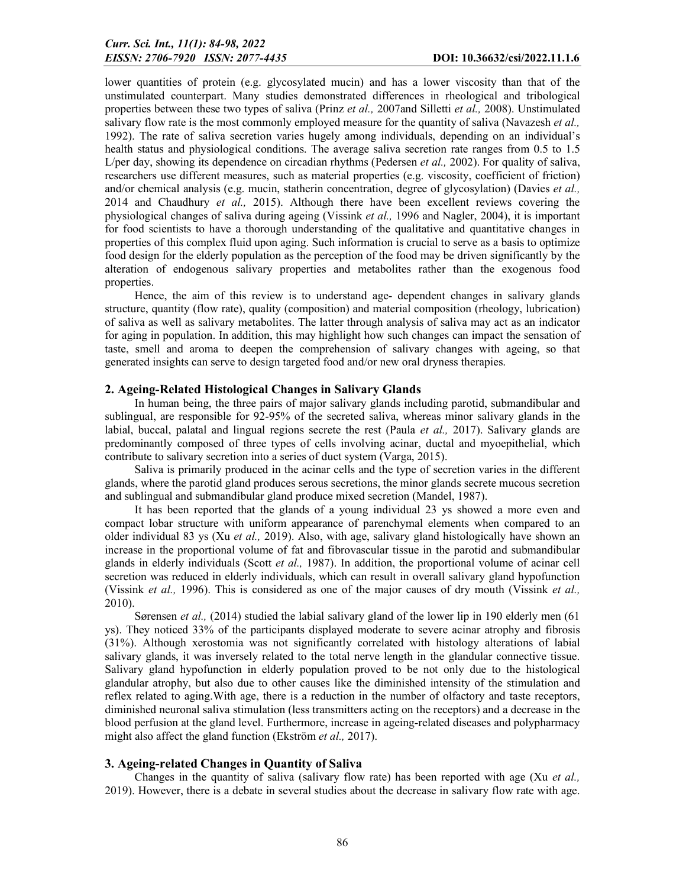lower quantities of protein (e.g. glycosylated mucin) and has a lower viscosity than that of the unstimulated counterpart. Many studies demonstrated differences in rheological and tribological properties between these two types of saliva (Prinz *et al.,* 2007and Silletti *et al.,* 2008). Unstimulated salivary flow rate is the most commonly employed measure for the quantity of saliva (Navazesh *et al.,* 1992). The rate of saliva secretion varies hugely among individuals, depending on an individual's health status and physiological conditions. The average saliva secretion rate ranges from 0.5 to 1.5 L/per day, showing its dependence on circadian rhythms (Pedersen *et al.,* 2002). For quality of saliva, researchers use different measures, such as material properties (e.g. viscosity, coefficient of friction) and/or chemical analysis (e.g. mucin, statherin concentration, degree of glycosylation) (Davies *et al.,* 2014 and Chaudhury *et al.,* 2015). Although there have been excellent reviews covering the physiological changes of saliva during ageing (Vissink *et al.,* 1996 and Nagler, 2004), it is important for food scientists to have a thorough understanding of the qualitative and quantitative changes in properties of this complex fluid upon aging. Such information is crucial to serve as a basis to optimize food design for the elderly population as the perception of the food may be driven significantly by the alteration of endogenous salivary properties and metabolites rather than the exogenous food properties.

Hence, the aim of this review is to understand age- dependent changes in salivary glands structure, quantity (flow rate), quality (composition) and material composition (rheology, lubrication) of saliva as well as salivary metabolites. The latter through analysis of saliva may act as an indicator for aging in population. In addition, this may highlight how such changes can impact the sensation of taste, smell and aroma to deepen the comprehension of salivary changes with ageing, so that generated insights can serve to design targeted food and/or new oral dryness therapies.

## 2. Ageing-Related Histological Changes in Salivary Glands

In human being, the three pairs of major salivary glands including parotid, submandibular and sublingual, are responsible for 92-95% of the secreted saliva, whereas minor salivary glands in the labial, buccal, palatal and lingual regions secrete the rest (Paula *et al.,* 2017). Salivary glands are predominantly composed of three types of cells involving acinar, ductal and myoepithelial, which contribute to salivary secretion into a series of duct system (Varga, 2015).

Saliva is primarily produced in the acinar cells and the type of secretion varies in the different glands, where the parotid gland produces serous secretions, the minor glands secrete mucous secretion and sublingual and submandibular gland produce mixed secretion (Mandel, 1987).

It has been reported that the glands of a young individual 23 ys showed a more even and compact lobar structure with uniform appearance of parenchymal elements when compared to an older individual 83 ys (Xu *et al.,* 2019). Also, with age, salivary gland histologically have shown an increase in the proportional volume of fat and fibrovascular tissue in the parotid and submandibular glands in elderly individuals (Scott *et al.,* 1987). In addition, the proportional volume of acinar cell secretion was reduced in elderly individuals, which can result in overall salivary gland hypofunction (Vissink *et al.,* 1996). This is considered as one of the major causes of dry mouth (Vissink *et al.,* 2010).

Sørensen *et al.,* (2014) studied the labial salivary gland of the lower lip in 190 elderly men (61 ys). They noticed 33% of the participants displayed moderate to severe acinar atrophy and fibrosis (31%). Although xerostomia was not significantly correlated with histology alterations of labial salivary glands, it was inversely related to the total nerve length in the glandular connective tissue. Salivary gland hypofunction in elderly population proved to be not only due to the histological glandular atrophy, but also due to other causes like the diminished intensity of the stimulation and reflex related to aging.With age, there is a reduction in the number of olfactory and taste receptors, diminished neuronal saliva stimulation (less transmitters acting on the receptors) and a decrease in the blood perfusion at the gland level. Furthermore, increase in ageing-related diseases and polypharmacy might also affect the gland function (Ekström *et al.,* 2017).

## 3. Ageing-related Changes in Quantity of Saliva

Changes in the quantity of saliva (salivary flow rate) has been reported with age (Xu *et al.,* 2019). However, there is a debate in several studies about the decrease in salivary flow rate with age.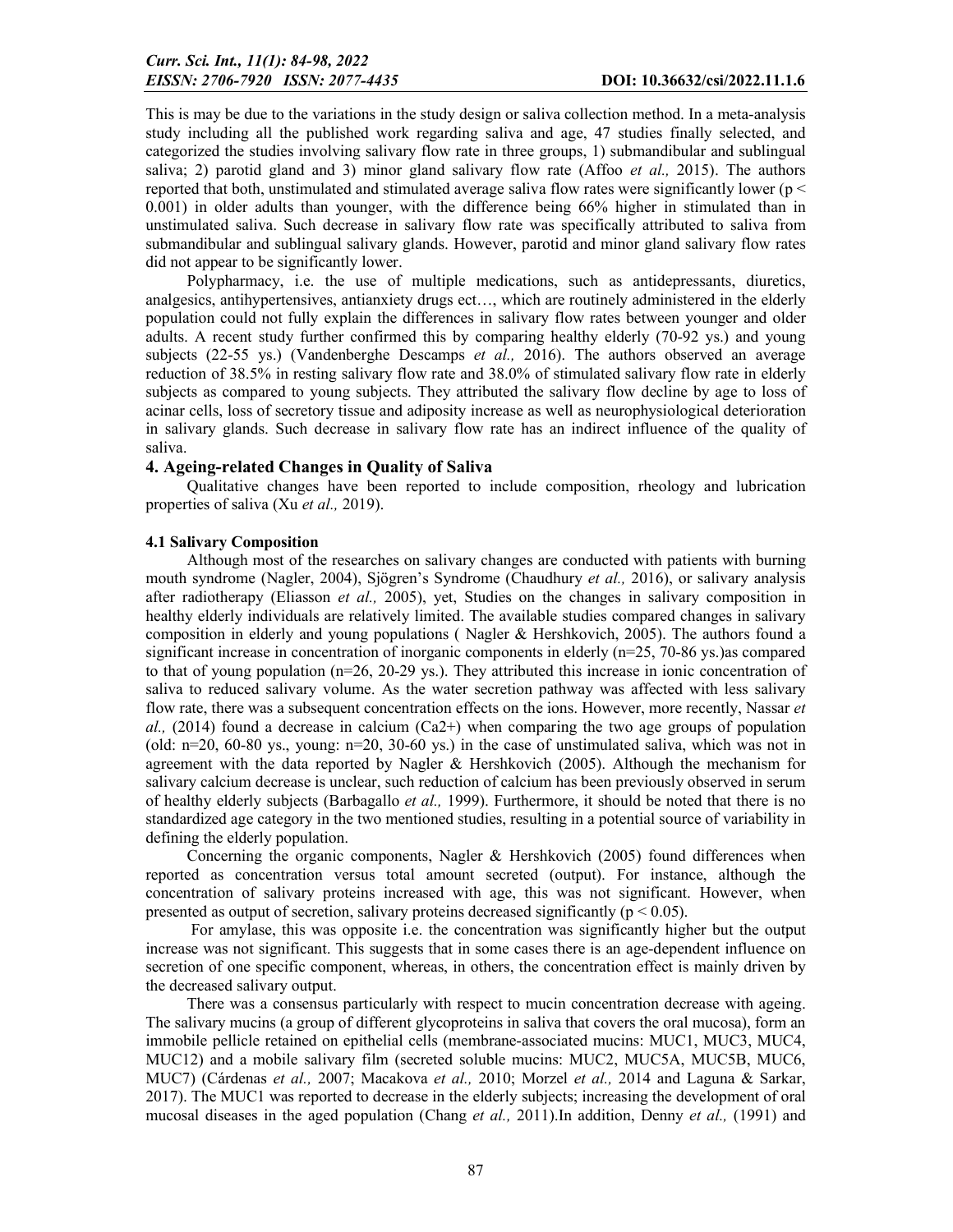This is may be due to the variations in the study design or saliva collection method. In a meta-analysis study including all the published work regarding saliva and age, 47 studies finally selected, and categorized the studies involving salivary flow rate in three groups, 1) submandibular and sublingual saliva; 2) parotid gland and 3) minor gland salivary flow rate (Affoo *et al.,* 2015). The authors reported that both, unstimulated and stimulated average saliva flow rates were significantly lower ($p < 0.001$) in older adults than younger, with the difference being 66% higher in stimulated than in unstimulated saliva. Such decrease in salivary flow rate was specifically attributed to saliva from submandibular and sublingual salivary glands. However, parotid and minor gland salivary flow rates did not appear to be significantly lower.

Polypharmacy, i.e. the use of multiple medications, such as antidepressants, diuretics, analgesics, antihypertensives, antianxiety drugs ect…, which are routinely administered in the elderly population could not fully explain the differences in salivary flow rates between younger and older adults. A recent study further confirmed this by comparing healthy elderly (70-92 ys.) and young subjects (22-55 ys.) (Vandenberghe Descamps *et al.,* 2016). The authors observed an average reduction of 38.5% in resting salivary flow rate and 38.0% of stimulated salivary flow rate in elderly subjects as compared to young subjects. They attributed the salivary flow decline by age to loss of acinar cells, loss of secretory tissue and adiposity increase as well as neurophysiological deterioration in salivary glands. Such decrease in salivary flow rate has an indirect influence of the quality of saliva.

## 4. Ageing-related Changes in Quality of Saliva

Qualitative changes have been reported to include composition, rheology and lubrication properties of saliva (Xu *et al.,* 2019).

### 4.1 Salivary Composition

Although most of the researches on salivary changes are conducted with patients with burning mouth syndrome (Nagler, 2004), Sjögren's Syndrome (Chaudhury *et al.,* 2016), or salivary analysis after radiotherapy (Eliasson *et al.,* 2005), yet, Studies on the changes in salivary composition in healthy elderly individuals are relatively limited. The available studies compared changes in salivary composition in elderly and young populations ( Nagler & Hershkovich, 2005). The authors found a significant increase in concentration of inorganic components in elderly (n=25, 70-86 ys.)as compared to that of young population (n=26, 20-29 ys.). They attributed this increase in ionic concentration of saliva to reduced salivary volume. As the water secretion pathway was affected with less salivary flow rate, there was a subsequent concentration effects on the ions. However, more recently, Nassar *et al.,* (2014) found a decrease in calcium ($Ca^{2+}$) when comparing the two age groups of population (old: n=20, 60-80 ys., young: n=20, 30-60 ys.) in the case of unstimulated saliva, which was not in agreement with the data reported by Nagler & Hershkovich (2005). Although the mechanism for salivary calcium decrease is unclear, such reduction of calcium has been previously observed in serum of healthy elderly subjects (Barbagallo *et al.,* 1999). Furthermore, it should be noted that there is no standardized age category in the two mentioned studies, resulting in a potential source of variability in defining the elderly population.

Concerning the organic components, Nagler & Hershkovich (2005) found differences when reported as concentration versus total amount secreted (output). For instance, although the concentration of salivary proteins increased with age, this was not significant. However, when presented as output of secretion, salivary proteins decreased significantly ($p < 0.05$).

For amylase, this was opposite i.e. the concentration was significantly higher but the output increase was not significant. This suggests that in some cases there is an age-dependent influence on secretion of one specific component, whereas, in others, the concentration effect is mainly driven by the decreased salivary output.

There was a consensus particularly with respect to mucin concentration decrease with ageing. The salivary mucins (a group of different glycoproteins in saliva that covers the oral mucosa), form an immobile pellicle retained on epithelial cells (membrane-associated mucins: MUC1, MUC3, MUC4, MUC12) and a mobile salivary film (secreted soluble mucins: MUC2, MUC5A, MUC5B, MUC6, MUC7) (Cárdenas *et al.,* 2007; Macakova *et al.,* 2010; Morzel *et al.,* 2014 and Laguna & Sarkar, 2017). The MUC1 was reported to decrease in the elderly subjects; increasing the development of oral mucosal diseases in the aged population (Chang *et al.,* 2011).In addition, Denny *et al.,* (1991) and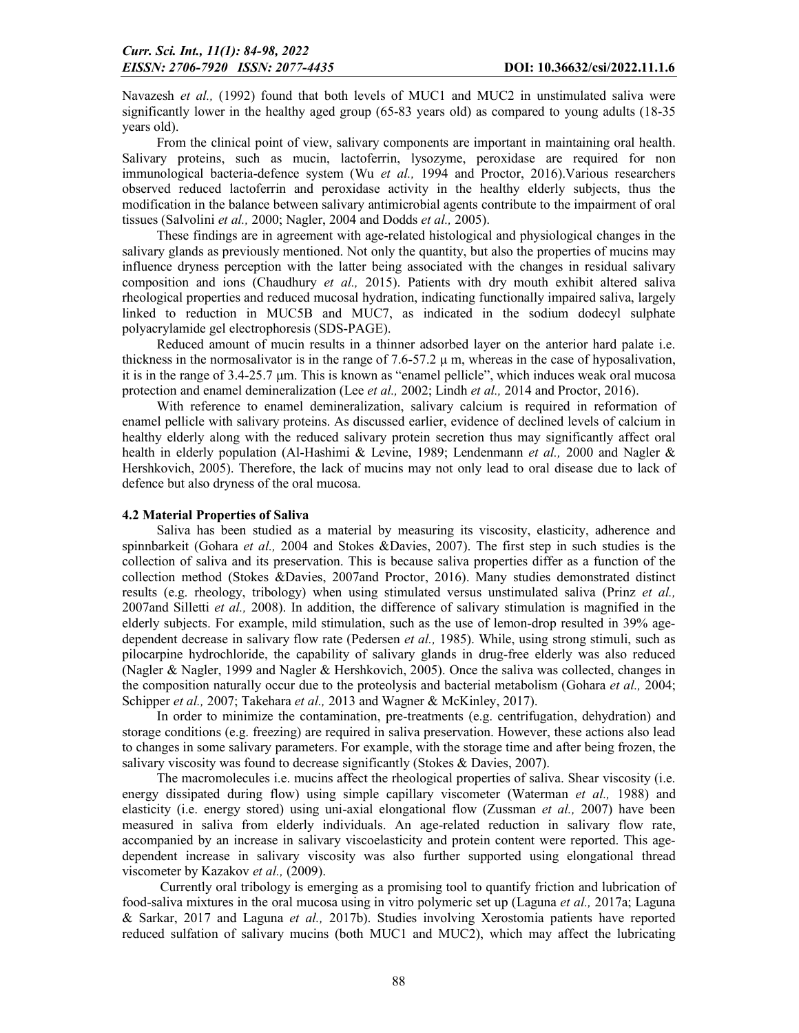Navazesh *et al.,* (1992) found that both levels of MUC1 and MUC2 in unstimulated saliva were significantly lower in the healthy aged group (65-83 years old) as compared to young adults (18-35 years old).

From the clinical point of view, salivary components are important in maintaining oral health. Salivary proteins, such as mucin, lactoferrin, lysozyme, peroxidase are required for non immunological bacteria-defence system (Wu *et al.,* 1994 and Proctor, 2016).Various researchers observed reduced lactoferrin and peroxidase activity in the healthy elderly subjects, thus the modification in the balance between salivary antimicrobial agents contribute to the impairment of oral tissues (Salvolini *et al.,* 2000; Nagler, 2004 and Dodds *et al.,* 2005).

These findings are in agreement with age-related histological and physiological changes in the salivary glands as previously mentioned. Not only the quantity, but also the properties of mucins may influence dryness perception with the latter being associated with the changes in residual salivary composition and ions (Chaudhury *et al.,* 2015). Patients with dry mouth exhibit altered saliva rheological properties and reduced mucosal hydration, indicating functionally impaired saliva, largely linked to reduction in MUC5B and MUC7, as indicated in the sodium dodecyl sulphate polyacrylamide gel electrophoresis (SDS-PAGE).

Reduced amount of mucin results in a thinner adsorbed layer on the anterior hard palate i.e. thickness in the normosalivator is in the range of 7.6-57.2 µ m, whereas in the case of hyposalivation, it is in the range of 3.4-25.7 µm. This is known as "enamel pellicle", which induces weak oral mucosa protection and enamel demineralization (Lee *et al.,* 2002; Lindh *et al.,* 2014 and Proctor, 2016).

With reference to enamel demineralization, salivary calcium is required in reformation of enamel pellicle with salivary proteins. As discussed earlier, evidence of declined levels of calcium in healthy elderly along with the reduced salivary protein secretion thus may significantly affect oral health in elderly population (Al-Hashimi & Levine, 1989; Lendenmann *et al.,* 2000 and Nagler & Hershkovich, 2005). Therefore, the lack of mucins may not only lead to oral disease due to lack of defence but also dryness of the oral mucosa.

### 4.2 Material Properties of Saliva

Saliva has been studied as a material by measuring its viscosity, elasticity, adherence and spinnbarkeit (Gohara *et al.,* 2004 and Stokes &Davies, 2007). The first step in such studies is the collection of saliva and its preservation. This is because saliva properties differ as a function of the collection method (Stokes &Davies, 2007and Proctor, 2016). Many studies demonstrated distinct results (e.g. rheology, tribology) when using stimulated versus unstimulated saliva (Prinz *et al.,* 2007and Silletti *et al.,* 2008). In addition, the difference of salivary stimulation is magnified in the elderly subjects. For example, mild stimulation, such as the use of lemon-drop resulted in 39% age-dependent decrease in salivary flow rate (Pedersen *et al.,* 1985). While, using strong stimuli, such as pilocarpine hydrochloride, the capability of salivary glands in drug-free elderly was also reduced (Nagler & Nagler, 1999 and Nagler & Hershkovich, 2005). Once the saliva was collected, changes in the composition naturally occur due to the proteolysis and bacterial metabolism (Gohara *et al.,* 2004; Schipper *et al.,* 2007; Takehara *et al.,* 2013 and Wagner & McKinley, 2017).

In order to minimize the contamination, pre-treatments (e.g. centrifugation, dehydration) and storage conditions (e.g. freezing) are required in saliva preservation. However, these actions also lead to changes in some salivary parameters. For example, with the storage time and after being frozen, the salivary viscosity was found to decrease significantly (Stokes & Davies, 2007).

The macromolecules i.e. mucins affect the rheological properties of saliva. Shear viscosity (i.e. energy dissipated during flow) using simple capillary viscometer (Waterman *et al.,* 1988) and elasticity (i.e. energy stored) using uni-axial elongational flow (Zussman *et al.,* 2007) have been measured in saliva from elderly individuals. An age-related reduction in salivary flow rate, accompanied by an increase in salivary viscoelasticity and protein content were reported. This age-dependent increase in salivary viscosity was also further supported using elongational thread viscometer by Kazakov *et al.,* (2009).

Currently oral tribology is emerging as a promising tool to quantify friction and lubrication of food-saliva mixtures in the oral mucosa using in vitro polymeric set up (Laguna *et al.,* 2017a; Laguna & Sarkar, 2017 and Laguna *et al.,* 2017b). Studies involving Xerostomia patients have reported reduced sulfation of salivary mucins (both MUC1 and MUC2), which may affect the lubricating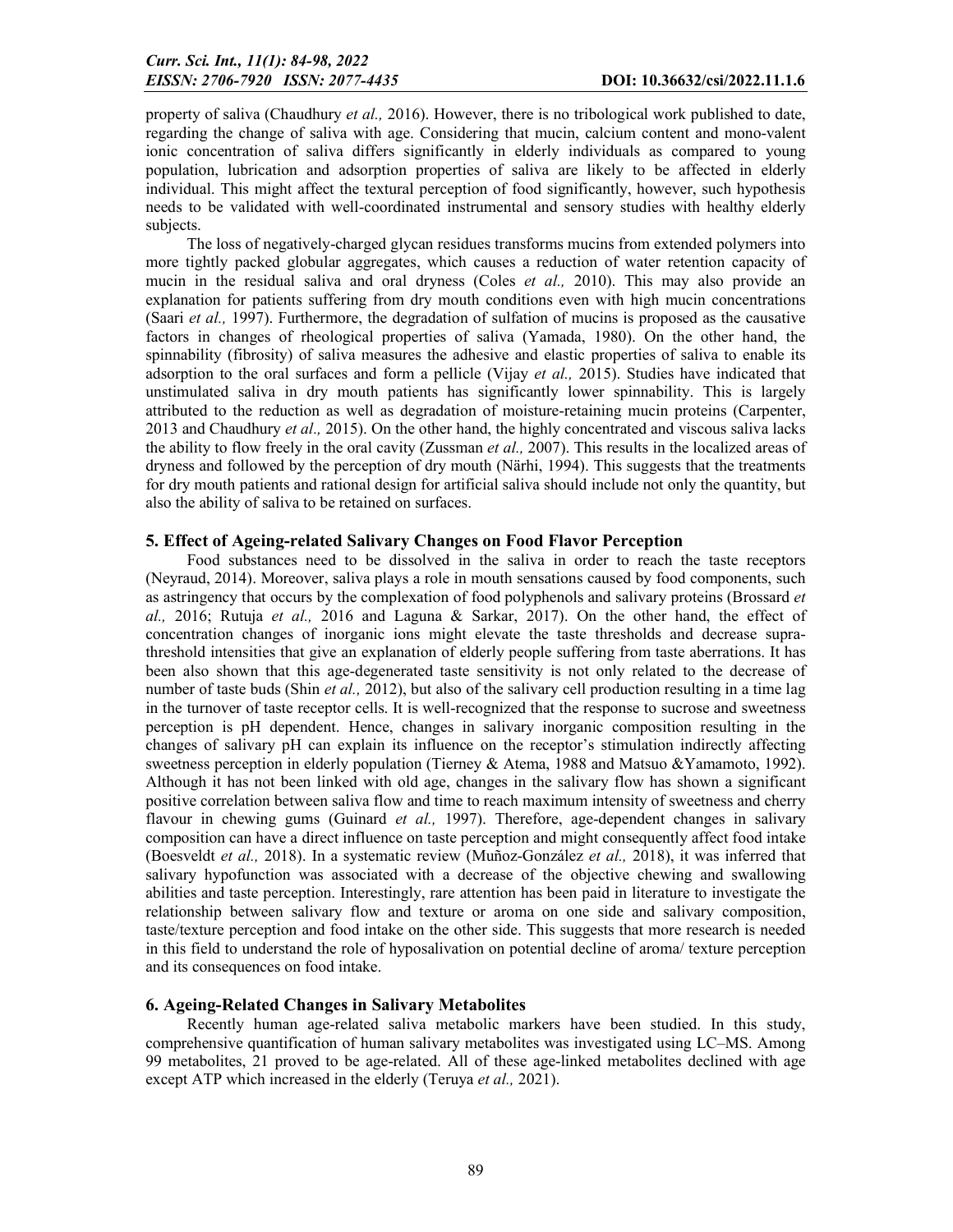property of saliva (Chaudhury *et al.,* 2016). However, there is no tribological work published to date, regarding the change of saliva with age. Considering that mucin, calcium content and mono-valent ionic concentration of saliva differs significantly in elderly individuals as compared to young population, lubrication and adsorption properties of saliva are likely to be affected in elderly individual. This might affect the textural perception of food significantly, however, such hypothesis needs to be validated with well-coordinated instrumental and sensory studies with healthy elderly subjects.

The loss of negatively-charged glycan residues transforms mucins from extended polymers into more tightly packed globular aggregates, which causes a reduction of water retention capacity of mucin in the residual saliva and oral dryness (Coles *et al.,* 2010). This may also provide an explanation for patients suffering from dry mouth conditions even with high mucin concentrations (Saari *et al.,* 1997). Furthermore, the degradation of sulfation of mucins is proposed as the causative factors in changes of rheological properties of saliva (Yamada, 1980). On the other hand, the spinnability (fibrosity) of saliva measures the adhesive and elastic properties of saliva to enable its adsorption to the oral surfaces and form a pellicle (Vijay *et al.,* 2015). Studies have indicated that unstimulated saliva in dry mouth patients has significantly lower spinnability. This is largely attributed to the reduction as well as degradation of moisture-retaining mucin proteins (Carpenter, 2013 and Chaudhury *et al.,* 2015). On the other hand, the highly concentrated and viscous saliva lacks the ability to flow freely in the oral cavity (Zussman *et al.,* 2007). This results in the localized areas of dryness and followed by the perception of dry mouth (Närhi, 1994). This suggests that the treatments for dry mouth patients and rational design for artificial saliva should include not only the quantity, but also the ability of saliva to be retained on surfaces.

## 5. Effect of Ageing-related Salivary Changes on Food Flavor Perception

Food substances need to be dissolved in the saliva in order to reach the taste receptors (Neyraud, 2014). Moreover, saliva plays a role in mouth sensations caused by food components, such as astringency that occurs by the complexation of food polyphenols and salivary proteins (Brossard *et al.,* 2016; Rutuja *et al.,* 2016 and Laguna & Sarkar, 2017). On the other hand, the effect of concentration changes of inorganic ions might elevate the taste thresholds and decrease supra-threshold intensities that give an explanation of elderly people suffering from taste aberrations. It has been also shown that this age-degenerated taste sensitivity is not only related to the decrease of number of taste buds (Shin *et al.,* 2012), but also of the salivary cell production resulting in a time lag in the turnover of taste receptor cells. It is well-recognized that the response to sucrose and sweetness perception is pH dependent. Hence, changes in salivary inorganic composition resulting in the changes of salivary pH can explain its influence on the receptor's stimulation indirectly affecting sweetness perception in elderly population (Tierney & Atema, 1988 and Matsuo &Yamamoto, 1992). Although it has not been linked with old age, changes in the salivary flow has shown a significant positive correlation between saliva flow and time to reach maximum intensity of sweetness and cherry flavour in chewing gums (Guinard *et al.,* 1997). Therefore, age-dependent changes in salivary composition can have a direct influence on taste perception and might consequently affect food intake (Boesveldt *et al.,* 2018). In a systematic review (Muñoz-González *et al.,* 2018), it was inferred that salivary hypofunction was associated with a decrease of the objective chewing and swallowing abilities and taste perception. Interestingly, rare attention has been paid in literature to investigate the relationship between salivary flow and texture or aroma on one side and salivary composition, taste/texture perception and food intake on the other side. This suggests that more research is needed in this field to understand the role of hyposalivation on potential decline of aroma/ texture perception and its consequences on food intake.

## 6. Ageing-Related Changes in Salivary Metabolites

Recently human age-related saliva metabolic markers have been studied. In this study, comprehensive quantification of human salivary metabolites was investigated using LC–MS. Among 99 metabolites, 21 proved to be age-related. All of these age-linked metabolites declined with age except ATP which increased in the elderly (Teruya *et al.,* 2021).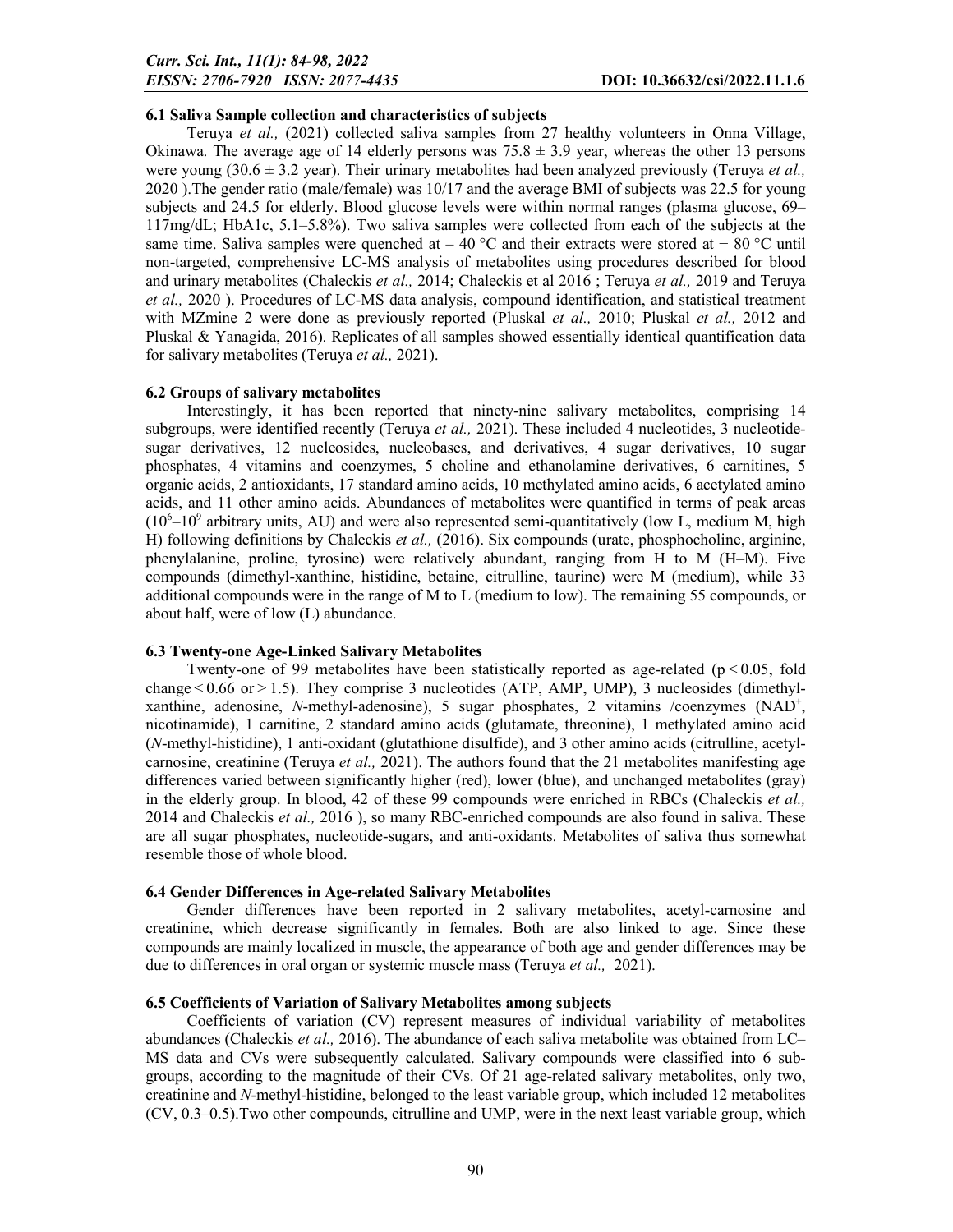### 6.1 Saliva Sample collection and characteristics of subjects

Teruya *et al.,* (2021) collected saliva samples from 27 healthy volunteers in Onna Village, Okinawa. The average age of 14 elderly persons was 75.8 ± 3.9 year, whereas the other 13 persons were young (30.6 ± 3.2 year). Their urinary metabolites had been analyzed previously (Teruya *et al.,* 2020 ).The gender ratio (male/female) was 10/17 and the average BMI of subjects was 22.5 for young subjects and 24.5 for elderly. Blood glucose levels were within normal ranges (plasma glucose, 69–117mg/dL; HbA1c, 5.1–5.8%). Two saliva samples were collected from each of the subjects at the same time. Saliva samples were quenched at – 40 °C and their extracts were stored at − 80 °C until non-targeted, comprehensive LC-MS analysis of metabolites using procedures described for blood and urinary metabolites (Chaleckis *et al.,* 2014; Chaleckis et al 2016 ; Teruya *et al.,* 2019 and Teruya *et al.,* 2020 ). Procedures of LC-MS data analysis, compound identification, and statistical treatment with MZmine 2 were done as previously reported (Pluskal *et al.,* 2010; Pluskal *et al.,* 2012 and Pluskal & Yanagida, 2016). Replicates of all samples showed essentially identical quantification data for salivary metabolites (Teruya *et al.,* 2021).

### 6.2 Groups of salivary metabolites

Interestingly, it has been reported that ninety-nine salivary metabolites, comprising 14 subgroups, were identified recently (Teruya *et al.,* 2021). These included 4 nucleotides, 3 nucleotide-sugar derivatives, 12 nucleosides, nucleobases, and derivatives, 4 sugar derivatives, 10 sugar phosphates, 4 vitamins and coenzymes, 5 choline and ethanolamine derivatives, 6 carnitines, 5 organic acids, 2 antioxidants, 17 standard amino acids, 10 methylated amino acids, 6 acetylated amino acids, and 11 other amino acids. Abundances of metabolites were quantified in terms of peak areas ($10^6$–$10^9$ arbitrary units, AU) and were also represented semi-quantitatively (low L, medium M, high H) following definitions by Chaleckis *et al.,* (2016). Six compounds (urate, phosphocholine, arginine, phenylalanine, proline, tyrosine) were relatively abundant, ranging from H to M (H–M). Five compounds (dimethyl-xanthine, histidine, betaine, citrulline, taurine) were M (medium), while 33 additional compounds were in the range of M to L (medium to low). The remaining 55 compounds, or about half, were of low (L) abundance.

### 6.3 Twenty-one Age-Linked Salivary Metabolites

Twenty-one of 99 metabolites have been statistically reported as age-related ($p < 0.05$, fold change $< 0.66$ or $> 1.5$). They comprise 3 nucleotides (ATP, AMP, UMP), 3 nucleosides (dimethyl-xanthine, adenosine, *N*-methyl-adenosine), 5 sugar phosphates, 2 vitamins /coenzymes ($NAD^+$, nicotinamide), 1 carnitine, 2 standard amino acids (glutamate, threonine), 1 methylated amino acid (*N*-methyl-histidine), 1 anti-oxidant (glutathione disulfide), and 3 other amino acids (citrulline, acetyl-carnosine, creatinine (Teruya *et al.,* 2021). The authors found that the 21 metabolites manifesting age differences varied between significantly higher (red), lower (blue), and unchanged metabolites (gray) in the elderly group. In blood, 42 of these 99 compounds were enriched in RBCs (Chaleckis *et al.,* 2014 and Chaleckis *et al.,* 2016 ), so many RBC-enriched compounds are also found in saliva. These are all sugar phosphates, nucleotide-sugars, and anti-oxidants. Metabolites of saliva thus somewhat resemble those of whole blood.

### 6.4 Gender Differences in Age-related Salivary Metabolites

Gender differences have been reported in 2 salivary metabolites, acetyl-carnosine and creatinine, which decrease significantly in females. Both are also linked to age. Since these compounds are mainly localized in muscle, the appearance of both age and gender differences may be due to differences in oral organ or systemic muscle mass (Teruya *et al.,* 2021).

### 6.5 Coefficients of Variation of Salivary Metabolites among subjects

Coefficients of variation (CV) represent measures of individual variability of metabolites abundances (Chaleckis *et al.,* 2016). The abundance of each saliva metabolite was obtained from LC–MS data and CVs were subsequently calculated. Salivary compounds were classified into 6 sub-groups, according to the magnitude of their CVs. Of 21 age-related salivary metabolites, only two, creatinine and *N*-methyl-histidine, belonged to the least variable group, which included 12 metabolites (CV, 0.3–0.5).Two other compounds, citrulline and UMP, were in the next least variable group, which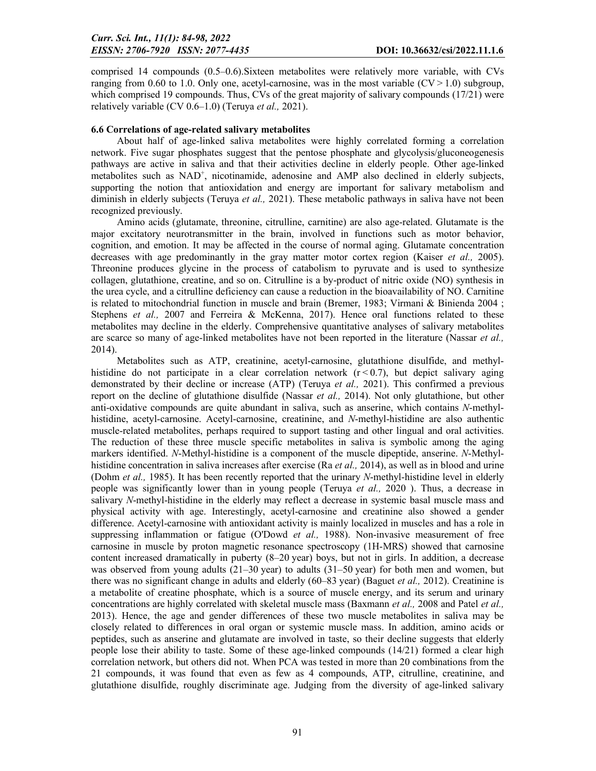comprised 14 compounds (0.5–0.6).Sixteen metabolites were relatively more variable, with CVs ranging from 0.60 to 1.0. Only one, acetyl-carnosine, was in the most variable (CV > 1.0) subgroup, which comprised 19 compounds. Thus, CVs of the great majority of salivary compounds (17/21) were relatively variable (CV 0.6–1.0) (Teruya *et al.,* 2021).

### 6.6 Correlations of age-related salivary metabolites

About half of age-linked saliva metabolites were highly correlated forming a correlation network. Five sugar phosphates suggest that the pentose phosphate and glycolysis/gluconeogenesis pathways are active in saliva and that their activities decline in elderly people. Other age-linked metabolites such as $NAD^+$, nicotinamide, adenosine and AMP also declined in elderly subjects, supporting the notion that antioxidation and energy are important for salivary metabolism and diminish in elderly subjects (Teruya *et al.,* 2021). These metabolic pathways in saliva have not been recognized previously.

Amino acids (glutamate, threonine, citrulline, carnitine) are also age-related. Glutamate is the major excitatory neurotransmitter in the brain, involved in functions such as motor behavior, cognition, and emotion. It may be affected in the course of normal aging. Glutamate concentration decreases with age predominantly in the gray matter motor cortex region (Kaiser *et al.,* 2005). Threonine produces glycine in the process of catabolism to pyruvate and is used to synthesize collagen, glutathione, creatine, and so on. Citrulline is a by-product of nitric oxide (NO) synthesis in the urea cycle, and a citrulline deficiency can cause a reduction in the bioavailability of NO. Carnitine is related to mitochondrial function in muscle and brain (Bremer, 1983; Virmani & Binienda 2004 ; Stephens *et al.,* 2007 and Ferreira & McKenna, 2017). Hence oral functions related to these metabolites may decline in the elderly. Comprehensive quantitative analyses of salivary metabolites are scarce so many of age-linked metabolites have not been reported in the literature (Nassar *et al.,* 2014).

Metabolites such as ATP, creatinine, acetyl-carnosine, glutathione disulfide, and methyl-histidine do not participate in a clear correlation network ($r < 0.7$), but depict salivary aging demonstrated by their decline or increase (ATP) (Teruya *et al.,* 2021). This confirmed a previous report on the decline of glutathione disulfide (Nassar *et al.,* 2014). Not only glutathione, but other anti-oxidative compounds are quite abundant in saliva, such as anserine, which contains *N*-methyl-histidine, acetyl-carnosine. Acetyl-carnosine, creatinine, and *N*-methyl-histidine are also authentic muscle-related metabolites, perhaps required to support tasting and other lingual and oral activities. The reduction of these three muscle specific metabolites in saliva is symbolic among the aging markers identified. *N*-Methyl-histidine is a component of the muscle dipeptide, anserine. *N*-Methyl-histidine concentration in saliva increases after exercise (Ra *et al.,* 2014), as well as in blood and urine (Dohm *et al.,* 1985). It has been recently reported that the urinary *N*-methyl-histidine level in elderly people was significantly lower than in young people (Teruya *et al.,* 2020 ). Thus, a decrease in salivary *N*-methyl-histidine in the elderly may reflect a decrease in systemic basal muscle mass and physical activity with age. Interestingly, acetyl-carnosine and creatinine also showed a gender difference. Acetyl-carnosine with antioxidant activity is mainly localized in muscles and has a role in suppressing inflammation or fatigue (O'Dowd *et al.,* 1988). Non-invasive measurement of free carnosine in muscle by proton magnetic resonance spectroscopy (1H-MRS) showed that carnosine content increased dramatically in puberty (8–20 year) boys, but not in girls. In addition, a decrease was observed from young adults (21–30 year) to adults (31–50 year) for both men and women, but there was no significant change in adults and elderly (60–83 year) (Baguet *et al.,* 2012). Creatinine is a metabolite of creatine phosphate, which is a source of muscle energy, and its serum and urinary concentrations are highly correlated with skeletal muscle mass (Baxmann *et al.,* 2008 and Patel *et al.,* 2013). Hence, the age and gender differences of these two muscle metabolites in saliva may be closely related to differences in oral organ or systemic muscle mass. In addition, amino acids or peptides, such as anserine and glutamate are involved in taste, so their decline suggests that elderly people lose their ability to taste. Some of these age-linked compounds (14/21) formed a clear high correlation network, but others did not. When PCA was tested in more than 20 combinations from the 21 compounds, it was found that even as few as 4 compounds, ATP, citrulline, creatinine, and glutathione disulfide, roughly discriminate age. Judging from the diversity of age-linked salivary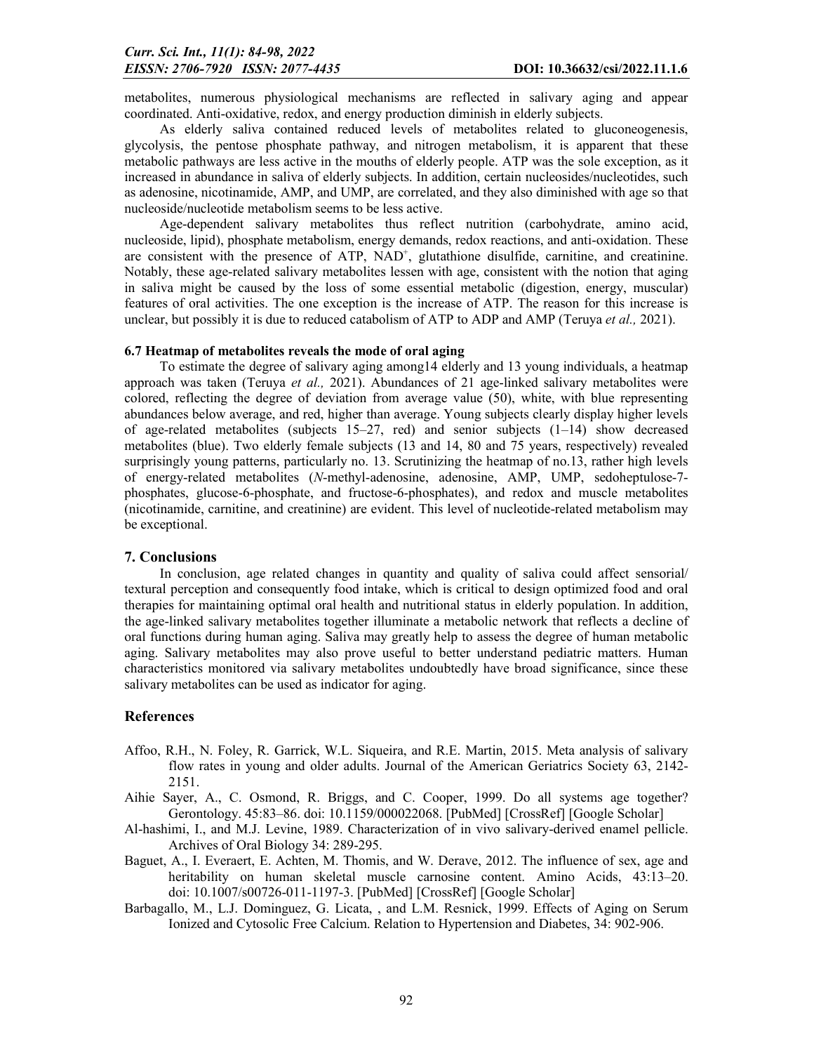metabolites, numerous physiological mechanisms are reflected in salivary aging and appear coordinated. Anti-oxidative, redox, and energy production diminish in elderly subjects.

As elderly saliva contained reduced levels of metabolites related to gluconeogenesis, glycolysis, the pentose phosphate pathway, and nitrogen metabolism, it is apparent that these metabolic pathways are less active in the mouths of elderly people. ATP was the sole exception, as it increased in abundance in saliva of elderly subjects. In addition, certain nucleosides/nucleotides, such as adenosine, nicotinamide, AMP, and UMP, are correlated, and they also diminished with age so that nucleoside/nucleotide metabolism seems to be less active.

Age-dependent salivary metabolites thus reflect nutrition (carbohydrate, amino acid, nucleoside, lipid), phosphate metabolism, energy demands, redox reactions, and anti-oxidation. These are consistent with the presence of ATP, $NAD^+$, glutathione disulfide, carnitine, and creatinine. Notably, these age-related salivary metabolites lessen with age, consistent with the notion that aging in saliva might be caused by the loss of some essential metabolic (digestion, energy, muscular) features of oral activities. The one exception is the increase of ATP. The reason for this increase is unclear, but possibly it is due to reduced catabolism of ATP to ADP and AMP (Teruya *et al.,* 2021).

### 6.7 Heatmap of metabolites reveals the mode of oral aging

To estimate the degree of salivary aging among14 elderly and 13 young individuals, a heatmap approach was taken (Teruya *et al.,* 2021). Abundances of 21 age-linked salivary metabolites were colored, reflecting the degree of deviation from average value (50), white, with blue representing abundances below average, and red, higher than average. Young subjects clearly display higher levels of age-related metabolites (subjects 15–27, red) and senior subjects (1–14) show decreased metabolites (blue). Two elderly female subjects (13 and 14, 80 and 75 years, respectively) revealed surprisingly young patterns, particularly no. 13. Scrutinizing the heatmap of no.13, rather high levels of energy-related metabolites (*N*-methyl-adenosine, adenosine, AMP, UMP, sedoheptulose-7-phosphates, glucose-6-phosphate, and fructose-6-phosphates), and redox and muscle metabolites (nicotinamide, carnitine, and creatinine) are evident. This level of nucleotide-related metabolism may be exceptional.

## 7. Conclusions

In conclusion, age related changes in quantity and quality of saliva could affect sensorial/ textural perception and consequently food intake, which is critical to design optimized food and oral therapies for maintaining optimal oral health and nutritional status in elderly population. In addition, the age-linked salivary metabolites together illuminate a metabolic network that reflects a decline of oral functions during human aging. Saliva may greatly help to assess the degree of human metabolic aging. Salivary metabolites may also prove useful to better understand pediatric matters. Human characteristics monitored via salivary metabolites undoubtedly have broad significance, since these salivary metabolites can be used as indicator for aging.

## References

Affoo, R.H., N. Foley, R. Garrick, W.L. Siqueira, and R.E. Martin, 2015. Meta analysis of salivary flow rates in young and older adults. Journal of the American Geriatrics Society 63, 2142-2151.

Aihie Sayer, A., C. Osmond, R. Briggs, and C. Cooper, 1999. Do all systems age together? Gerontology. 45:83–86. doi: 10.1159/000022068. [PubMed] [CrossRef] [Google Scholar]

Al-hashimi, I., and M.J. Levine, 1989. Characterization of in vivo salivary-derived enamel pellicle. Archives of Oral Biology 34: 289-295.

Baguet, A., I. Everaert, E. Achten, M. Thomis, and W. Derave, 2012. The influence of sex, age and heritability on human skeletal muscle carnosine content. Amino Acids, 43:13–20. doi: 10.1007/s00726-011-1197-3. [PubMed] [CrossRef] [Google Scholar]

Barbagallo, M., L.J. Dominguez, G. Licata, , and L.M. Resnick, 1999. Effects of Aging on Serum Ionized and Cytosolic Free Calcium. Relation to Hypertension and Diabetes, 34: 902-906.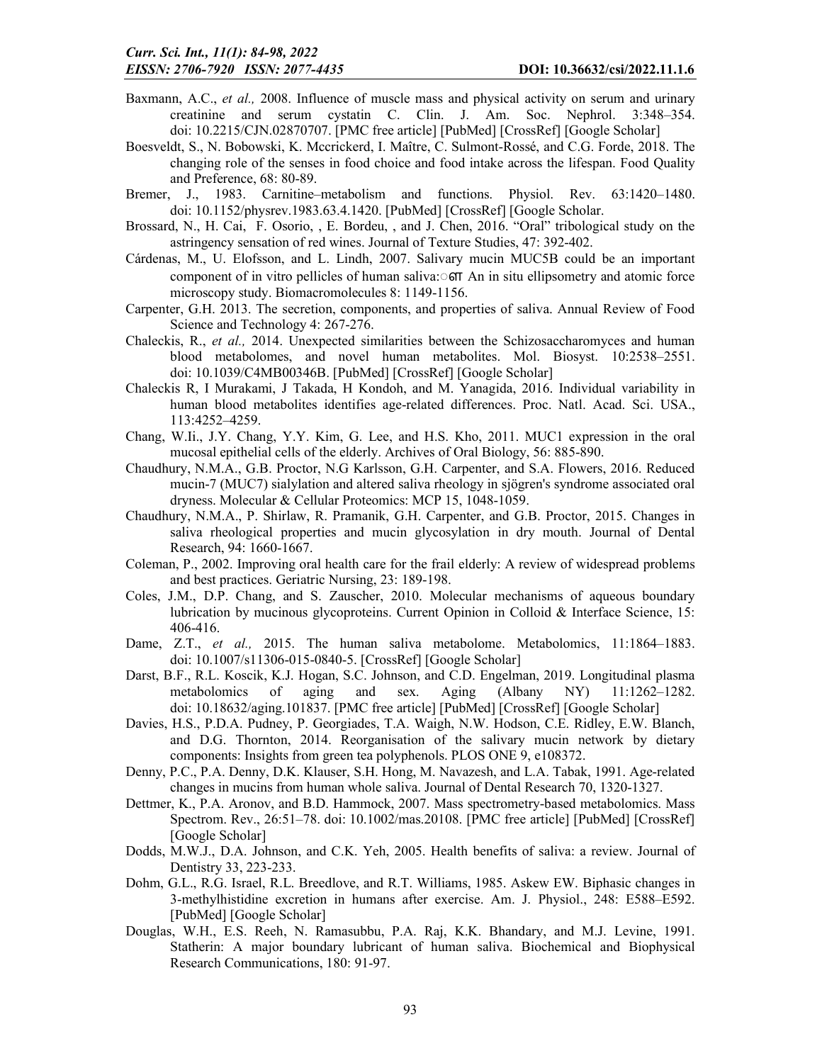Baxmann, A.C., *et al.,* 2008. Influence of muscle mass and physical activity on serum and urinary creatinine and serum cystatin C. Clin. J. Am. Soc. Nephrol. 3:348–354. doi: 10.2215/CJN.02870707. [PMC free article] [PubMed] [CrossRef] [Google Scholar]

Boesveldt, S., N. Bobowski, K. Mccrickerd, I. Maître, C. Sulmont-Rossé, and C.G. Forde, 2018. The changing role of the senses in food choice and food intake across the lifespan. Food Quality and Preference, 68: 80-89.

Bremer, J., 1983. Carnitine–metabolism and functions. Physiol. Rev. 63:1420–1480. doi: 10.1152/physrev.1983.63.4.1420. [PubMed] [CrossRef] [Google Scholar.

Brossard, N., H. Cai, F. Osorio, , E. Bordeu, , and J. Chen, 2016. "Oral" tribological study on the astringency sensation of red wines. Journal of Texture Studies, 47: 392-402.

Cárdenas, M., U. Elofsson, and L. Lindh, 2007. Salivary mucin MUC5B could be an important component of in vitro pellicles of human saliva:ꙮ An in situ ellipsometry and atomic force microscopy study. Biomacromolecules 8: 1149-1156.

Carpenter, G.H. 2013. The secretion, components, and properties of saliva. Annual Review of Food Science and Technology 4: 267-276.

Chaleckis, R., *et al.,* 2014. Unexpected similarities between the Schizosaccharomyces and human blood metabolomes, and novel human metabolites. Mol. Biosyst. 10:2538–2551. doi: 10.1039/C4MB00346B. [PubMed] [CrossRef] [Google Scholar]

Chaleckis R, I Murakami, J Takada, H Kondoh, and M. Yanagida, 2016. Individual variability in human blood metabolites identifies age-related differences. Proc. Natl. Acad. Sci. USA., 113:4252–4259.

Chang, W.Ii., J.Y. Chang, Y.Y. Kim, G. Lee, and H.S. Kho, 2011. MUC1 expression in the oral mucosal epithelial cells of the elderly. Archives of Oral Biology, 56: 885-890.

Chaudhury, N.M.A., G.B. Proctor, N.G Karlsson, G.H. Carpenter, and S.A. Flowers, 2016. Reduced mucin-7 (MUC7) sialylation and altered saliva rheology in sjögren's syndrome associated oral dryness. Molecular & Cellular Proteomics: MCP 15, 1048-1059.

Chaudhury, N.M.A., P. Shirlaw, R. Pramanik, G.H. Carpenter, and G.B. Proctor, 2015. Changes in saliva rheological properties and mucin glycosylation in dry mouth. Journal of Dental Research, 94: 1660-1667.

Coleman, P., 2002. Improving oral health care for the frail elderly: A review of widespread problems and best practices. Geriatric Nursing, 23: 189-198.

Coles, J.M., D.P. Chang, and S. Zauscher, 2010. Molecular mechanisms of aqueous boundary lubrication by mucinous glycoproteins. Current Opinion in Colloid & Interface Science, 15: 406-416.

Dame, Z.T., *et al.,* 2015. The human saliva metabolome. Metabolomics, 11:1864–1883. doi: 10.1007/s11306-015-0840-5. [CrossRef] [Google Scholar]

Darst, B.F., R.L. Koscik, K.J. Hogan, S.C. Johnson, and C.D. Engelman, 2019. Longitudinal plasma metabolomics of aging and sex. Aging (Albany NY) 11:1262–1282. doi: 10.18632/aging.101837. [PMC free article] [PubMed] [CrossRef] [Google Scholar]

Davies, H.S., P.D.A. Pudney, P. Georgiades, T.A. Waigh, N.W. Hodson, C.E. Ridley, E.W. Blanch, and D.G. Thornton, 2014. Reorganisation of the salivary mucin network by dietary components: Insights from green tea polyphenols. PLOS ONE 9, e108372.

Denny, P.C., P.A. Denny, D.K. Klauser, S.H. Hong, M. Navazesh, and L.A. Tabak, 1991. Age-related changes in mucins from human whole saliva. Journal of Dental Research 70, 1320-1327.

Dettmer, K., P.A. Aronov, and B.D. Hammock, 2007. Mass spectrometry-based metabolomics. Mass Spectrom. Rev., 26:51–78. doi: 10.1002/mas.20108. [PMC free article] [PubMed] [CrossRef] [Google Scholar]

Dodds, M.W.J., D.A. Johnson, and C.K. Yeh, 2005. Health benefits of saliva: a review. Journal of Dentistry 33, 223-233.

Dohm, G.L., R.G. Israel, R.L. Breedlove, and R.T. Williams, 1985. Askew EW. Biphasic changes in 3-methylhistidine excretion in humans after exercise. Am. J. Physiol., 248: E588–E592. [PubMed] [Google Scholar]

Douglas, W.H., E.S. Reeh, N. Ramasubbu, P.A. Raj, K.K. Bhandary, and M.J. Levine, 1991. Statherin: A major boundary lubricant of human saliva. Biochemical and Biophysical Research Communications, 180: 91-97.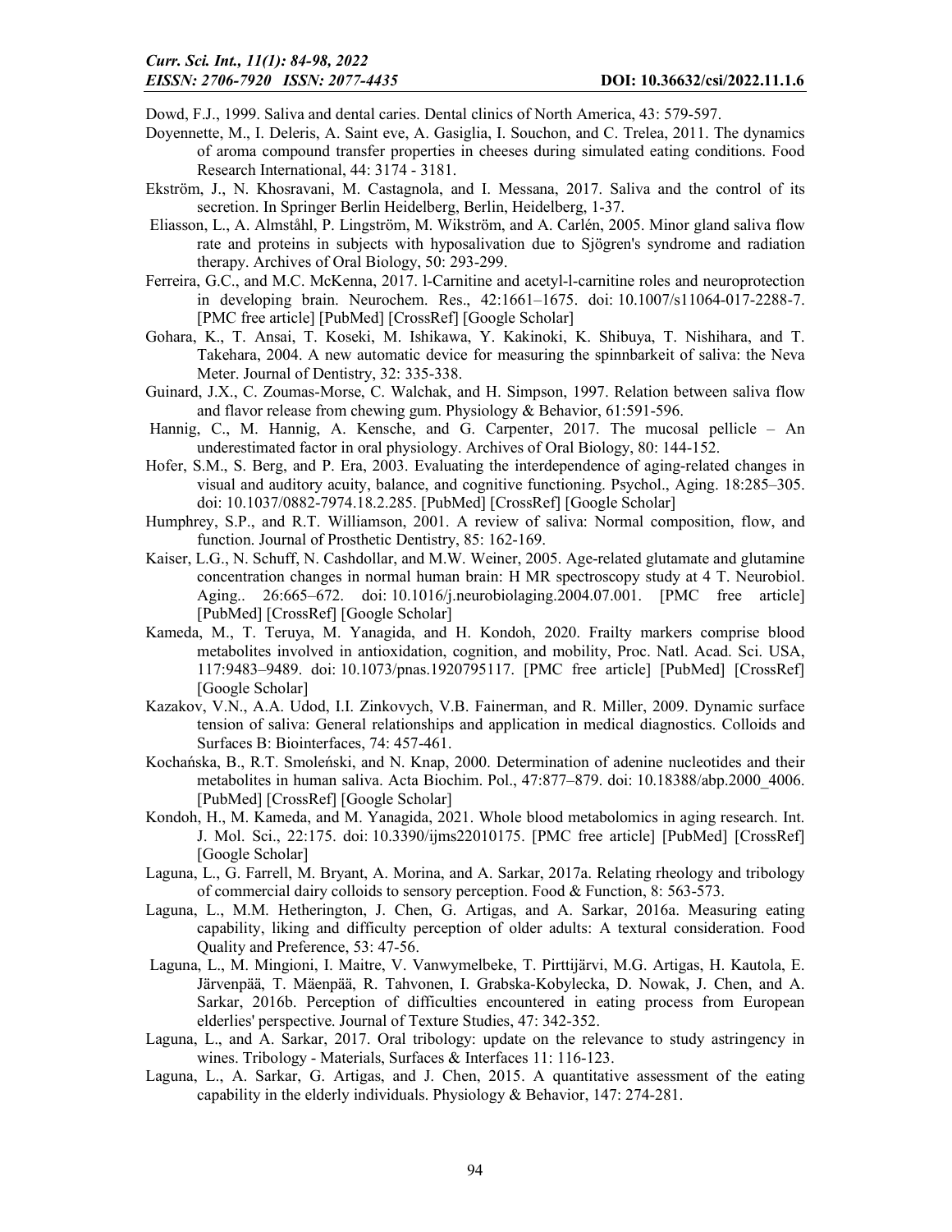Dowd, F.J., 1999. Saliva and dental caries. Dental clinics of North America, 43: 579-597.

Doyennette, M., I. Deleris, A. Saint eve, A. Gasiglia, I. Souchon, and C. Trelea, 2011. The dynamics of aroma compound transfer properties in cheeses during simulated eating conditions. Food Research International, 44: 3174 - 3181.

Ekström, J., N. Khosravani, M. Castagnola, and I. Messana, 2017. Saliva and the control of its secretion. In Springer Berlin Heidelberg, Berlin, Heidelberg, 1-37.

Eliasson, L., A. Almståhl, P. Lingström, M. Wikström, and A. Carlén, 2005. Minor gland saliva flow rate and proteins in subjects with hyposalivation due to Sjögren's syndrome and radiation therapy. Archives of Oral Biology, 50: 293-299.

Ferreira, G.C., and M.C. McKenna, 2017. l-Carnitine and acetyl-l-carnitine roles and neuroprotection in developing brain. Neurochem. Res., 42:1661–1675. doi: 10.1007/s11064-017-2288-7. [PMC free article] [PubMed] [CrossRef] [Google Scholar]

Gohara, K., T. Ansai, T. Koseki, M. Ishikawa, Y. Kakinoki, K. Shibuya, T. Nishihara, and T. Takehara, 2004. A new automatic device for measuring the spinnbarkeit of saliva: the Neva Meter. Journal of Dentistry, 32: 335-338.

Guinard, J.X., C. Zoumas-Morse, C. Walchak, and H. Simpson, 1997. Relation between saliva flow and flavor release from chewing gum. Physiology & Behavior, 61:591-596.

Hannig, C., M. Hannig, A. Kensche, and G. Carpenter, 2017. The mucosal pellicle – An underestimated factor in oral physiology. Archives of Oral Biology, 80: 144-152.

Hofer, S.M., S. Berg, and P. Era, 2003. Evaluating the interdependence of aging-related changes in visual and auditory acuity, balance, and cognitive functioning. Psychol., Aging. 18:285–305. doi: 10.1037/0882-7974.18.2.285. [PubMed] [CrossRef] [Google Scholar]

Humphrey, S.P., and R.T. Williamson, 2001. A review of saliva: Normal composition, flow, and function. Journal of Prosthetic Dentistry, 85: 162-169.

Kaiser, L.G., N. Schuff, N. Cashdollar, and M.W. Weiner, 2005. Age-related glutamate and glutamine concentration changes in normal human brain: H MR spectroscopy study at 4 T. Neurobiol. Aging.. 26:665–672. doi: 10.1016/j.neurobiolaging.2004.07.001. [PMC free article] [PubMed] [CrossRef] [Google Scholar]

Kameda, M., T. Teruya, M. Yanagida, and H. Kondoh, 2020. Frailty markers comprise blood metabolites involved in antioxidation, cognition, and mobility, Proc. Natl. Acad. Sci. USA, 117:9483–9489. doi: 10.1073/pnas.1920795117. [PMC free article] [PubMed] [CrossRef] [Google Scholar]

Kazakov, V.N., A.A. Udod, I.I. Zinkovych, V.B. Fainerman, and R. Miller, 2009. Dynamic surface tension of saliva: General relationships and application in medical diagnostics. Colloids and Surfaces B: Biointerfaces, 74: 457-461.

Kochańska, B., R.T. Smoleński, and N. Knap, 2000. Determination of adenine nucleotides and their metabolites in human saliva. Acta Biochim. Pol., 47:877–879. doi: 10.18388/abp.2000_4006. [PubMed] [CrossRef] [Google Scholar]

Kondoh, H., M. Kameda, and M. Yanagida, 2021. Whole blood metabolomics in aging research. Int. J. Mol. Sci., 22:175. doi: 10.3390/ijms22010175. [PMC free article] [PubMed] [CrossRef] [Google Scholar]

Laguna, L., G. Farrell, M. Bryant, A. Morina, and A. Sarkar, 2017a. Relating rheology and tribology of commercial dairy colloids to sensory perception. Food & Function, 8: 563-573.

Laguna, L., M.M. Hetherington, J. Chen, G. Artigas, and A. Sarkar, 2016a. Measuring eating capability, liking and difficulty perception of older adults: A textural consideration. Food Quality and Preference, 53: 47-56.

Laguna, L., M. Mingioni, I. Maitre, V. Vanwymelbeke, T. Pirttijärvi, M.G. Artigas, H. Kautola, E. Järvenpää, T. Mäenpää, R. Tahvonen, I. Grabska-Kobylecka, D. Nowak, J. Chen, and A. Sarkar, 2016b. Perception of difficulties encountered in eating process from European elderlies' perspective. Journal of Texture Studies, 47: 342-352.

Laguna, L., and A. Sarkar, 2017. Oral tribology: update on the relevance to study astringency in wines. Tribology - Materials, Surfaces & Interfaces 11: 116-123.

Laguna, L., A. Sarkar, G. Artigas, and J. Chen, 2015. A quantitative assessment of the eating capability in the elderly individuals. Physiology & Behavior, 147: 274-281.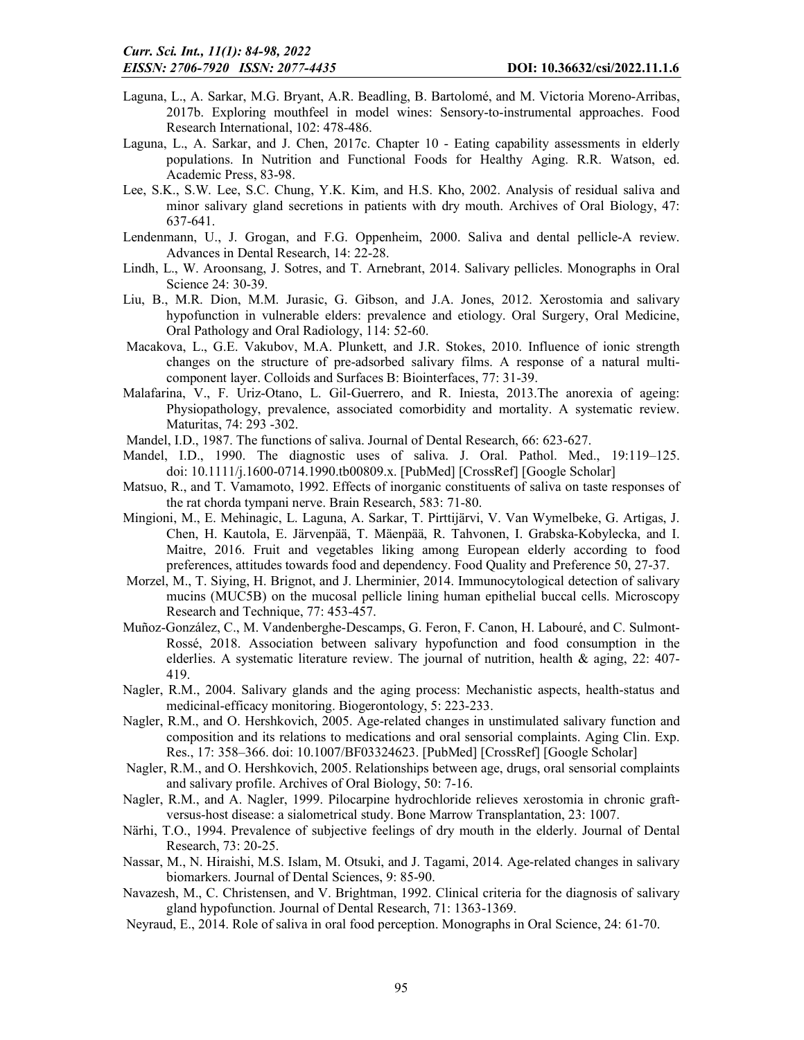Laguna, L., A. Sarkar, M.G. Bryant, A.R. Beadling, B. Bartolomé, and M. Victoria Moreno-Arribas, 2017b. Exploring mouthfeel in model wines: Sensory-to-instrumental approaches. Food Research International, 102: 478-486.

Laguna, L., A. Sarkar, and J. Chen, 2017c. Chapter 10 - Eating capability assessments in elderly populations. In Nutrition and Functional Foods for Healthy Aging. R.R. Watson, ed. Academic Press, 83-98.

Lee, S.K., S.W. Lee, S.C. Chung, Y.K. Kim, and H.S. Kho, 2002. Analysis of residual saliva and minor salivary gland secretions in patients with dry mouth. Archives of Oral Biology, 47: 637-641.

Lendenmann, U., J. Grogan, and F.G. Oppenheim, 2000. Saliva and dental pellicle-A review. Advances in Dental Research, 14: 22-28.

Lindh, L., W. Aroonsang, J. Sotres, and T. Arnebrant, 2014. Salivary pellicles. Monographs in Oral Science 24: 30-39.

Liu, B., M.R. Dion, M.M. Jurasic, G. Gibson, and J.A. Jones, 2012. Xerostomia and salivary hypofunction in vulnerable elders: prevalence and etiology. Oral Surgery, Oral Medicine, Oral Pathology and Oral Radiology, 114: 52-60.

Macakova, L., G.E. Vakubov, M.A. Plunkett, and J.R. Stokes, 2010. Influence of ionic strength changes on the structure of pre-adsorbed salivary films. A response of a natural multi-component layer. Colloids and Surfaces B: Biointerfaces, 77: 31-39.

Malafarina, V., F. Uriz-Otano, L. Gil-Guerrero, and R. Iniesta, 2013.The anorexia of ageing: Physiopathology, prevalence, associated comorbidity and mortality. A systematic review. Maturitas, 74: 293 -302.

Mandel, I.D., 1987. The functions of saliva. Journal of Dental Research, 66: 623-627.

Mandel, I.D., 1990. The diagnostic uses of saliva. J. Oral. Pathol. Med., 19:119–125. doi: 10.1111/j.1600-0714.1990.tb00809.x. [PubMed] [CrossRef] [Google Scholar]

Matsuo, R., and T. Vamamoto, 1992. Effects of inorganic constituents of saliva on taste responses of the rat chorda tympani nerve. Brain Research, 583: 71-80.

Mingioni, M., E. Mehinagic, L. Laguna, A. Sarkar, T. Pirttijärvi, V. Van Wymelbeke, G. Artigas, J. Chen, H. Kautola, E. Järvenpää, T. Mäenpää, R. Tahvonen, I. Grabska-Kobylecka, and I. Maitre, 2016. Fruit and vegetables liking among European elderly according to food preferences, attitudes towards food and dependency. Food Quality and Preference 50, 27-37.

Morzel, M., T. Siying, H. Brignot, and J. Lherminier, 2014. Immunocytological detection of salivary mucins (MUC5B) on the mucosal pellicle lining human epithelial buccal cells. Microscopy Research and Technique, 77: 453-457.

Muñoz-González, C., M. Vandenberghe-Descamps, G. Feron, F. Canon, H. Labouré, and C. Sulmont-Rossé, 2018. Association between salivary hypofunction and food consumption in the elderlies. A systematic literature review. The journal of nutrition, health & aging, 22: 407-419.

Nagler, R.M., 2004. Salivary glands and the aging process: Mechanistic aspects, health-status and medicinal-efficacy monitoring. Biogerontology, 5: 223-233.

Nagler, R.M., and O. Hershkovich, 2005. Age-related changes in unstimulated salivary function and composition and its relations to medications and oral sensorial complaints. Aging Clin. Exp. Res., 17: 358–366. doi: 10.1007/BF03324623. [PubMed] [CrossRef] [Google Scholar]

Nagler, R.M., and O. Hershkovich, 2005. Relationships between age, drugs, oral sensorial complaints and salivary profile. Archives of Oral Biology, 50: 7-16.

Nagler, R.M., and A. Nagler, 1999. Pilocarpine hydrochloride relieves xerostomia in chronic graft-versus-host disease: a sialometrical study. Bone Marrow Transplantation, 23: 1007.

Närhi, T.O., 1994. Prevalence of subjective feelings of dry mouth in the elderly. Journal of Dental Research, 73: 20-25.

Nassar, M., N. Hiraishi, M.S. Islam, M. Otsuki, and J. Tagami, 2014. Age-related changes in salivary biomarkers. Journal of Dental Sciences, 9: 85-90.

Navazesh, M., C. Christensen, and V. Brightman, 1992. Clinical criteria for the diagnosis of salivary gland hypofunction. Journal of Dental Research, 71: 1363-1369.

Neyraud, E., 2014. Role of saliva in oral food perception. Monographs in Oral Science, 24: 61-70.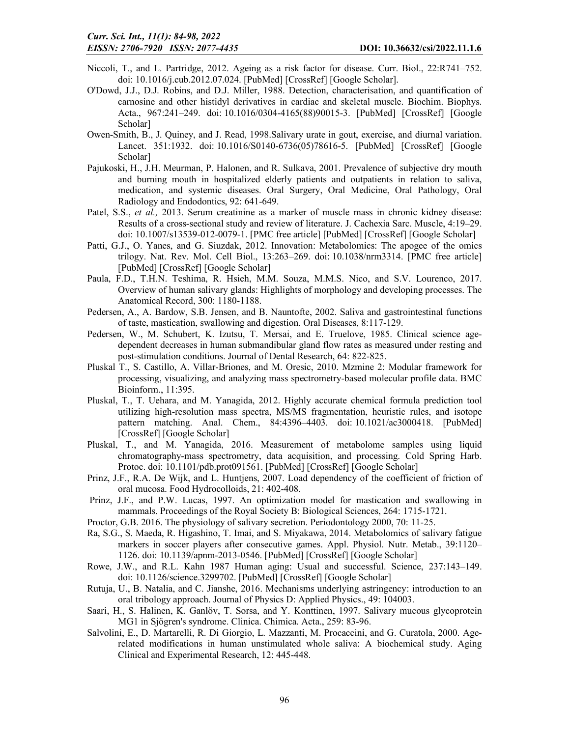Niccoli, T., and L. Partridge, 2012. Ageing as a risk factor for disease. Curr. Biol., 22:R741–752. doi: 10.1016/j.cub.2012.07.024. [PubMed] [CrossRef] [Google Scholar].

O'Dowd, J.J., D.J. Robins, and D.J. Miller, 1988. Detection, characterisation, and quantification of carnosine and other histidyl derivatives in cardiac and skeletal muscle. Biochim. Biophys. Acta., 967:241–249. doi: 10.1016/0304-4165(88)90015-3. [PubMed] [CrossRef] [Google Scholar]

Owen-Smith, B., J. Quiney, and J. Read, 1998.Salivary urate in gout, exercise, and diurnal variation. Lancet. 351:1932. doi: 10.1016/S0140-6736(05)78616-5. [PubMed] [CrossRef] [Google Scholar]

Pajukoski, H., J.H. Meurman, P. Halonen, and R. Sulkava, 2001. Prevalence of subjective dry mouth and burning mouth in hospitalized elderly patients and outpatients in relation to saliva, medication, and systemic diseases. Oral Surgery, Oral Medicine, Oral Pathology, Oral Radiology and Endodontics, 92: 641-649.

Patel, S.S., *et al.,* 2013. Serum creatinine as a marker of muscle mass in chronic kidney disease: Results of a cross-sectional study and review of literature. J. Cachexia Sarc. Muscle, 4:19–29. doi: 10.1007/s13539-012-0079-1. [PMC free article] [PubMed] [CrossRef] [Google Scholar]

Patti, G.J., O. Yanes, and G. Siuzdak, 2012. Innovation: Metabolomics: The apogee of the omics trilogy. Nat. Rev. Mol. Cell Biol., 13:263–269. doi: 10.1038/nrm3314. [PMC free article] [PubMed] [CrossRef] [Google Scholar]

Paula, F.D., T.H.N. Teshima, R. Hsieh, M.M. Souza, M.M.S. Nico, and S.V. Lourenco, 2017. Overview of human salivary glands: Highlights of morphology and developing processes. The Anatomical Record, 300: 1180-1188.

Pedersen, A., A. Bardow, S.B. Jensen, and B. Nauntofte, 2002. Saliva and gastrointestinal functions of taste, mastication, swallowing and digestion. Oral Diseases, 8:117-129.

Pedersen, W., M. Schubert, K. Izutsu, T. Mersai, and E. Truelove, 1985. Clinical science age-dependent decreases in human submandibular gland flow rates as measured under resting and post-stimulation conditions. Journal of Dental Research, 64: 822-825.

Pluskal T., S. Castillo, A. Villar-Briones, and M. Oresic, 2010. Mzmine 2: Modular framework for processing, visualizing, and analyzing mass spectrometry-based molecular profile data. BMC Bioinform., 11:395.

Pluskal, T., T. Uehara, and M. Yanagida, 2012. Highly accurate chemical formula prediction tool utilizing high-resolution mass spectra, MS/MS fragmentation, heuristic rules, and isotope pattern matching. Anal. Chem., 84:4396–4403. doi: 10.1021/ac3000418. [PubMed] [CrossRef] [Google Scholar]

Pluskal, T., and M. Yanagida, 2016. Measurement of metabolome samples using liquid chromatography-mass spectrometry, data acquisition, and processing. Cold Spring Harb. Protoc. doi: 10.1101/pdb.prot091561. [PubMed] [CrossRef] [Google Scholar]

Prinz, J.F., R.A. De Wijk, and L. Huntjens, 2007. Load dependency of the coefficient of friction of oral mucosa. Food Hydrocolloids, 21: 402-408.

Prinz, J.F., and P.W. Lucas, 1997. An optimization model for mastication and swallowing in mammals. Proceedings of the Royal Society B: Biological Sciences, 264: 1715-1721.

Proctor, G.B. 2016. The physiology of salivary secretion. Periodontology 2000, 70: 11-25.

Ra, S.G., S. Maeda, R. Higashino, T. Imai, and S. Miyakawa, 2014. Metabolomics of salivary fatigue markers in soccer players after consecutive games. Appl. Physiol. Nutr. Metab., 39:1120–1126. doi: 10.1139/apnm-2013-0546. [PubMed] [CrossRef] [Google Scholar]

Rowe, J.W., and R.L. Kahn 1987 Human aging: Usual and successful. Science, 237:143–149. doi: 10.1126/science.3299702. [PubMed] [CrossRef] [Google Scholar]

Rutuja, U., B. Natalia, and C. Jianshe, 2016. Mechanisms underlying astringency: introduction to an oral tribology approach. Journal of Physics D: Applied Physics., 49: 104003.

Saari, H., S. Halinen, K. Ganlöv, T. Sorsa, and Y. Konttinen, 1997. Salivary mucous glycoprotein MG1 in Sjögren's syndrome. Clinica. Chimica. Acta., 259: 83-96.

Salvolini, E., D. Martarelli, R. Di Giorgio, L. Mazzanti, M. Procaccini, and G. Curatola, 2000. Age-related modifications in human unstimulated whole saliva: A biochemical study. Aging Clinical and Experimental Research, 12: 445-448.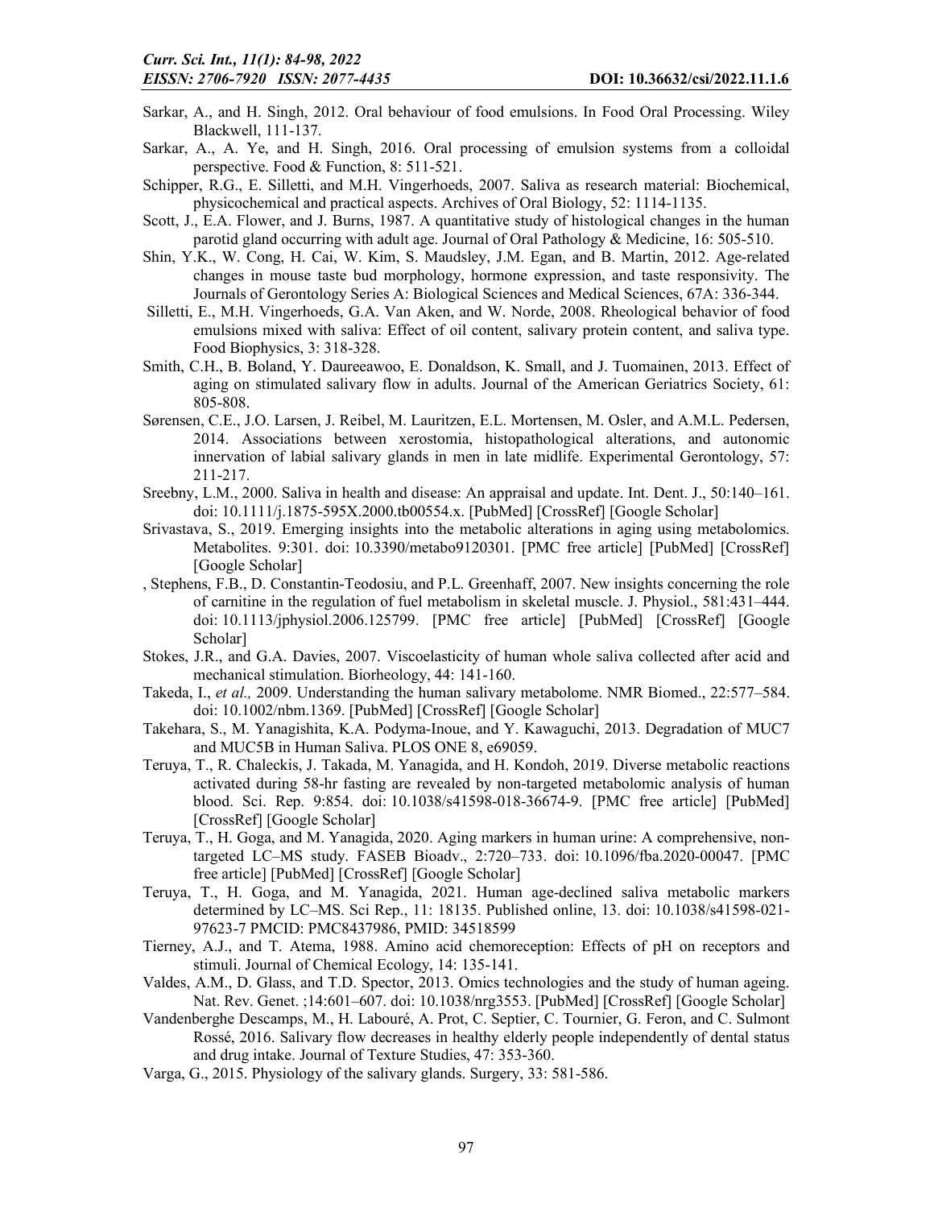Sarkar, A., and H. Singh, 2012. Oral behaviour of food emulsions. In Food Oral Processing. Wiley Blackwell, 111-137.

Sarkar, A., A. Ye, and H. Singh, 2016. Oral processing of emulsion systems from a colloidal perspective. Food & Function, 8: 511-521.

Schipper, R.G., E. Silletti, and M.H. Vingerhoeds, 2007. Saliva as research material: Biochemical, physicochemical and practical aspects. Archives of Oral Biology, 52: 1114-1135.

Scott, J., E.A. Flower, and J. Burns, 1987. A quantitative study of histological changes in the human parotid gland occurring with adult age. Journal of Oral Pathology & Medicine, 16: 505-510.

Shin, Y.K., W. Cong, H. Cai, W. Kim, S. Maudsley, J.M. Egan, and B. Martin, 2012. Age-related changes in mouse taste bud morphology, hormone expression, and taste responsivity. The Journals of Gerontology Series A: Biological Sciences and Medical Sciences, 67A: 336-344.

Silletti, E., M.H. Vingerhoeds, G.A. Van Aken, and W. Norde, 2008. Rheological behavior of food emulsions mixed with saliva: Effect of oil content, salivary protein content, and saliva type. Food Biophysics, 3: 318-328.

Smith, C.H., B. Boland, Y. Daureeawoo, E. Donaldson, K. Small, and J. Tuomainen, 2013. Effect of aging on stimulated salivary flow in adults. Journal of the American Geriatrics Society, 61: 805-808.

Sørensen, C.E., J.O. Larsen, J. Reibel, M. Lauritzen, E.L. Mortensen, M. Osler, and A.M.L. Pedersen, 2014. Associations between xerostomia, histopathological alterations, and autonomic innervation of labial salivary glands in men in late midlife. Experimental Gerontology, 57: 211-217.

Sreebny, L.M., 2000. Saliva in health and disease: An appraisal and update. Int. Dent. J., 50:140–161. doi: 10.1111/j.1875-595X.2000.tb00554.x. [PubMed] [CrossRef] [Google Scholar]

Srivastava, S., 2019. Emerging insights into the metabolic alterations in aging using metabolomics. Metabolites. 9:301. doi: 10.3390/metabo9120301. [PMC free article] [PubMed] [CrossRef] [Google Scholar]

, Stephens, F.B., D. Constantin-Teodosiu, and P.L. Greenhaff, 2007. New insights concerning the role of carnitine in the regulation of fuel metabolism in skeletal muscle. J. Physiol., 581:431–444. doi: 10.1113/jphysiol.2006.125799. [PMC free article] [PubMed] [CrossRef] [Google Scholar]

Stokes, J.R., and G.A. Davies, 2007. Viscoelasticity of human whole saliva collected after acid and mechanical stimulation. Biorheology, 44: 141-160.

Takeda, I., *et al.,* 2009. Understanding the human salivary metabolome. NMR Biomed., 22:577–584. doi: 10.1002/nbm.1369. [PubMed] [CrossRef] [Google Scholar]

Takehara, S., M. Yanagishita, K.A. Podyma-Inoue, and Y. Kawaguchi, 2013. Degradation of MUC7 and MUC5B in Human Saliva. PLOS ONE 8, e69059.

Teruya, T., R. Chaleckis, J. Takada, M. Yanagida, and H. Kondoh, 2019. Diverse metabolic reactions activated during 58-hr fasting are revealed by non-targeted metabolomic analysis of human blood. Sci. Rep. 9:854. doi: 10.1038/s41598-018-36674-9. [PMC free article] [PubMed] [CrossRef] [Google Scholar]

Teruya, T., H. Goga, and M. Yanagida, 2020. Aging markers in human urine: A comprehensive, non-targeted LC–MS study. FASEB Bioadv., 2:720–733. doi: 10.1096/fba.2020-00047. [PMC free article] [PubMed] [CrossRef] [Google Scholar]

Teruya, T., H. Goga, and M. Yanagida, 2021. Human age-declined saliva metabolic markers determined by LC–MS. Sci Rep., 11: 18135. Published online, 13. doi: 10.1038/s41598-021-97623-7 PMCID: PMC8437986, PMID: 34518599

Tierney, A.J., and T. Atema, 1988. Amino acid chemoreception: Effects of pH on receptors and stimuli. Journal of Chemical Ecology, 14: 135-141.

Valdes, A.M., D. Glass, and T.D. Spector, 2013. Omics technologies and the study of human ageing. Nat. Rev. Genet. ;14:601–607. doi: 10.1038/nrg3553. [PubMed] [CrossRef] [Google Scholar]

Vandenberghe Descamps, M., H. Labouré, A. Prot, C. Septier, C. Tournier, G. Feron, and C. Sulmont Rossé, 2016. Salivary flow decreases in healthy elderly people independently of dental status and drug intake. Journal of Texture Studies, 47: 353-360.

Varga, G., 2015. Physiology of the salivary glands. Surgery, 33: 581-586.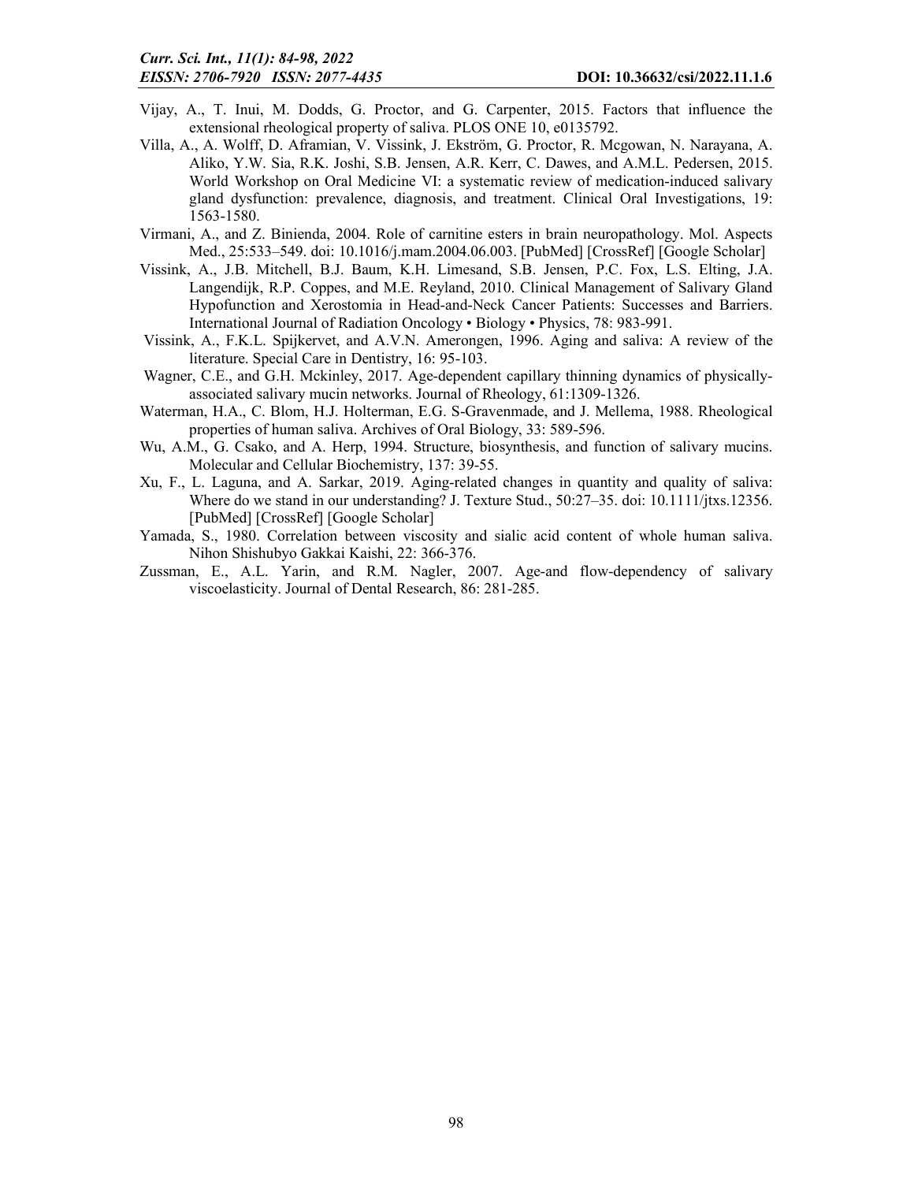Vijay, A., T. Inui, M. Dodds, G. Proctor, and G. Carpenter, 2015. Factors that influence the extensional rheological property of saliva. PLOS ONE 10, e0135792.

Villa, A., A. Wolff, D. Aframian, V. Vissink, J. Ekström, G. Proctor, R. Mcgowan, N. Narayana, A. Aliko, Y.W. Sia, R.K. Joshi, S.B. Jensen, A.R. Kerr, C. Dawes, and A.M.L. Pedersen, 2015. World Workshop on Oral Medicine VI: a systematic review of medication-induced salivary gland dysfunction: prevalence, diagnosis, and treatment. Clinical Oral Investigations, 19: 1563-1580.

Virmani, A., and Z. Binienda, 2004. Role of carnitine esters in brain neuropathology. Mol. Aspects Med., 25:533–549. doi: 10.1016/j.mam.2004.06.003. [PubMed] [CrossRef] [Google Scholar]

Vissink, A., J.B. Mitchell, B.J. Baum, K.H. Limesand, S.B. Jensen, P.C. Fox, L.S. Elting, J.A. Langendijk, R.P. Coppes, and M.E. Reyland, 2010. Clinical Management of Salivary Gland Hypofunction and Xerostomia in Head-and-Neck Cancer Patients: Successes and Barriers. International Journal of Radiation Oncology • Biology • Physics, 78: 983-991.

Vissink, A., F.K.L. Spijkervet, and A.V.N. Amerongen, 1996. Aging and saliva: A review of the literature. Special Care in Dentistry, 16: 95-103.

Wagner, C.E., and G.H. Mckinley, 2017. Age-dependent capillary thinning dynamics of physically-associated salivary mucin networks. Journal of Rheology, 61:1309-1326.

Waterman, H.A., C. Blom, H.J. Holterman, E.G. S-Gravenmade, and J. Mellema, 1988. Rheological properties of human saliva. Archives of Oral Biology, 33: 589-596.

Wu, A.M., G. Csako, and A. Herp, 1994. Structure, biosynthesis, and function of salivary mucins. Molecular and Cellular Biochemistry, 137: 39-55.

Xu, F., L. Laguna, and A. Sarkar, 2019. Aging-related changes in quantity and quality of saliva: Where do we stand in our understanding? J. Texture Stud., 50:27–35. doi: 10.1111/jtxs.12356. [PubMed] [CrossRef] [Google Scholar]

Yamada, S., 1980. Correlation between viscosity and sialic acid content of whole human saliva. Nihon Shishubyo Gakkai Kaishi, 22: 366-376.

Zussman, E., A.L. Yarin, and R.M. Nagler, 2007. Age-and flow-dependency of salivary viscoelasticity. Journal of Dental Research, 86: 281-285.